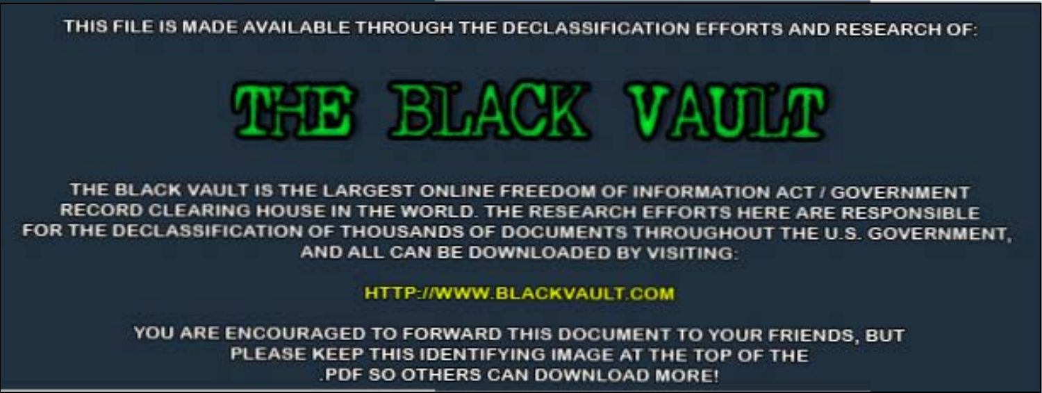THIS FILE IS MADE AVAILABLE THROUGH THE DECLASSIFICATION EFFORTS AND RESEARCH OF:

# THE BLACK VAULT

THE BLACK VAULT IS THE LARGEST ONLINE FREEDOM OF INFORMATION ACT / GOVERNMENT RECORD CLEARING HOUSE IN THE WORLD. THE RESEARCH EFFORTS HERE ARE RESPONSIBLE FOR THE DECLASSIFICATION OF THOUSANDS OF DOCUMENTS THROUGHOUT THE U.S. GOVERNMENT, AND ALL CAN BE DOWNLOADED BY VISITING:

HTTP://WWW.BLACKVAULT.COM

YOU ARE ENCOURAGED TO FORWARD THIS DOCUMENT TO YOUR FRIENDS, BUT PLEASE KEEP THIS IDENTIFYING IMAGE AT THE TOP OF THE .PDF SO OTHERS CAN DOWNLOAD MORE!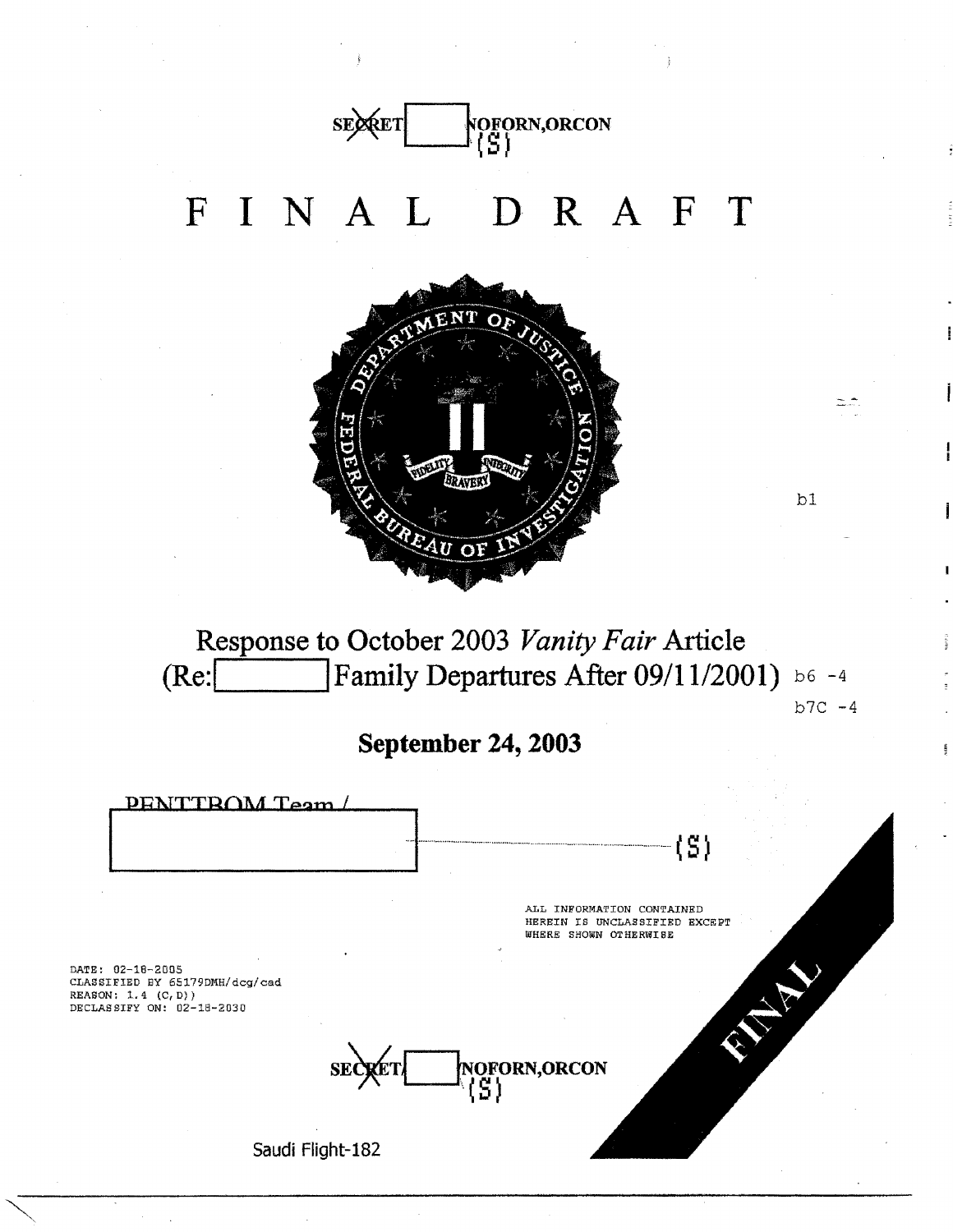SECRET/[redacted]/NOFORN,ORCON
(S)

# F I N A L D R A F T

b1

## Response to October 2003 *Vanity Fair* Article (Re: [redacted] Family Departures After 09/11/2001)

b6 -4
b7C -4

**September 24, 2003**

PENTTBOM Team / [redacted] (S)

ALL INFORMATION CONTAINED HEREIN IS UNCLASSIFIED EXCEPT WHERE SHOWN OTHERWISE

DATE: 02-18-2005
CLASSIFIED BY 65179DMH/dcg/cad
REASON: 1.4 (C, D))
DECLASSIFY ON: 02-18-2030

FINAL

SECRET/[redacted]/NOFORN,ORCON
(S)

Saudi Flight-182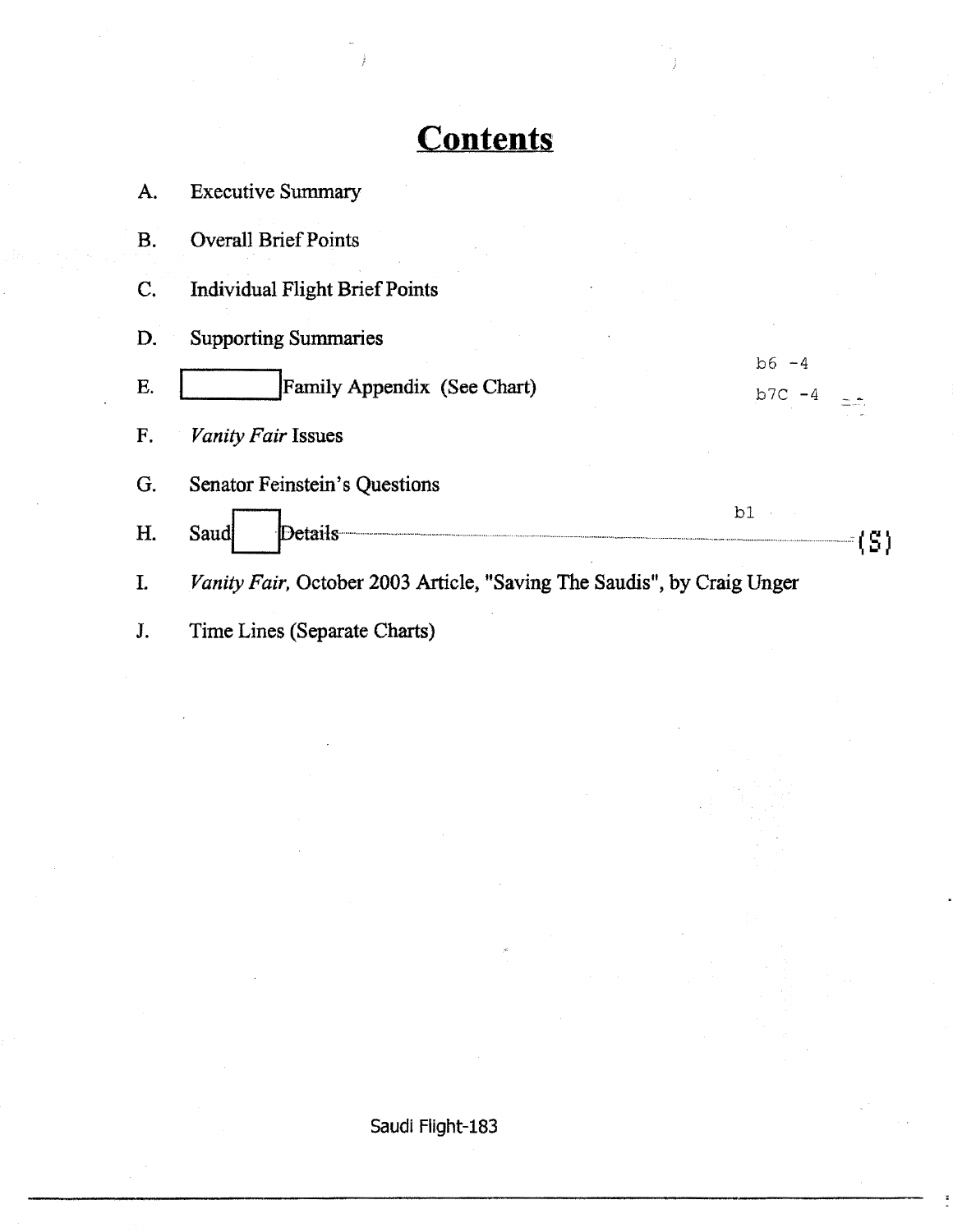# Contents

A. Executive Summary

B. Overall Brief Points

C. Individual Flight Brief Points

D. Supporting Summaries

E. [ ] Family Appendix (See Chart) b6 -4 b7C -4

F. *Vanity Fair* Issues

G. Senator Feinstein's Questions

H. Saud[ ] Details b1 (S)

I. *Vanity Fair*, October 2003 Article, "Saving The Saudis", by Craig Unger

J. Time Lines (Separate Charts)

Saudi Flight-183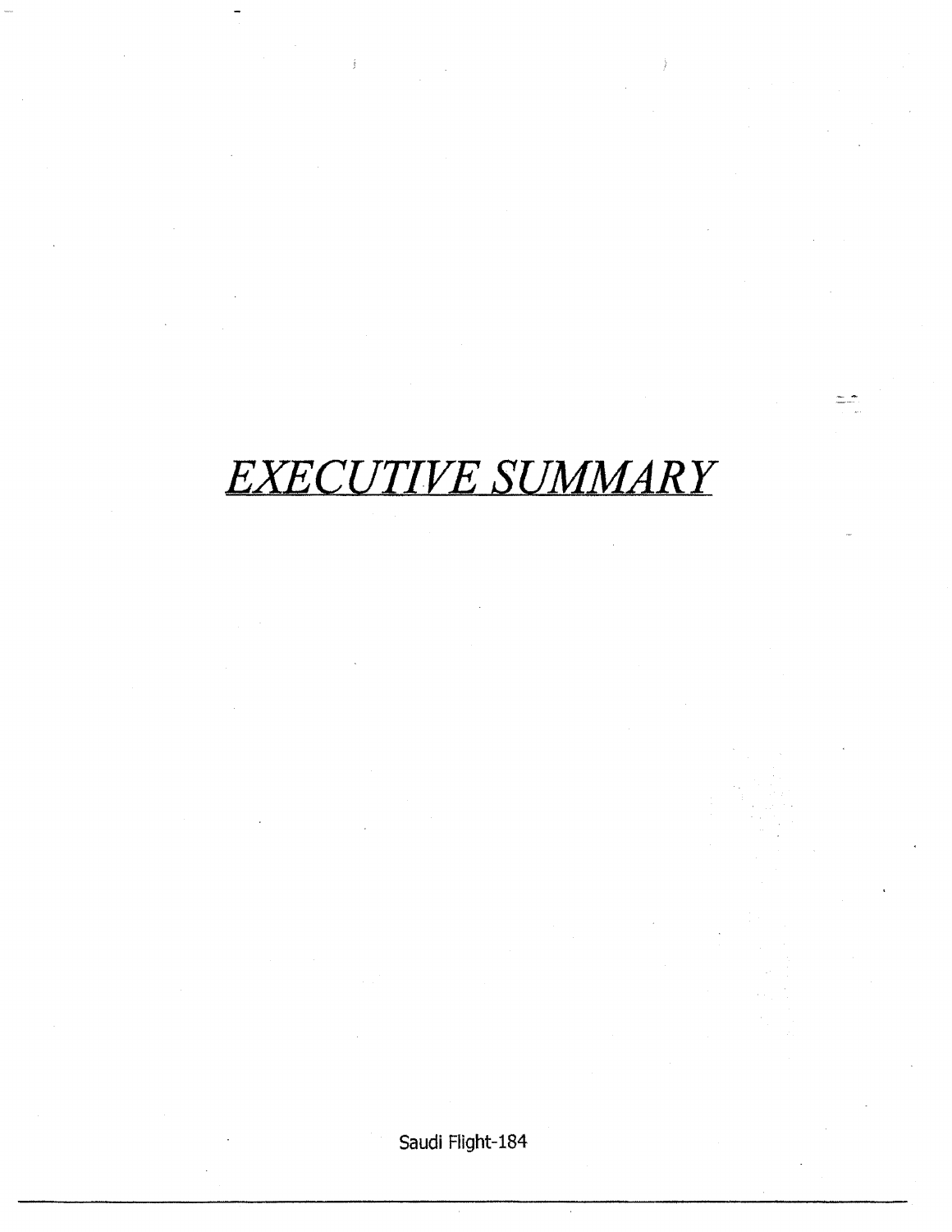# *EXECUTIVE SUMMARY*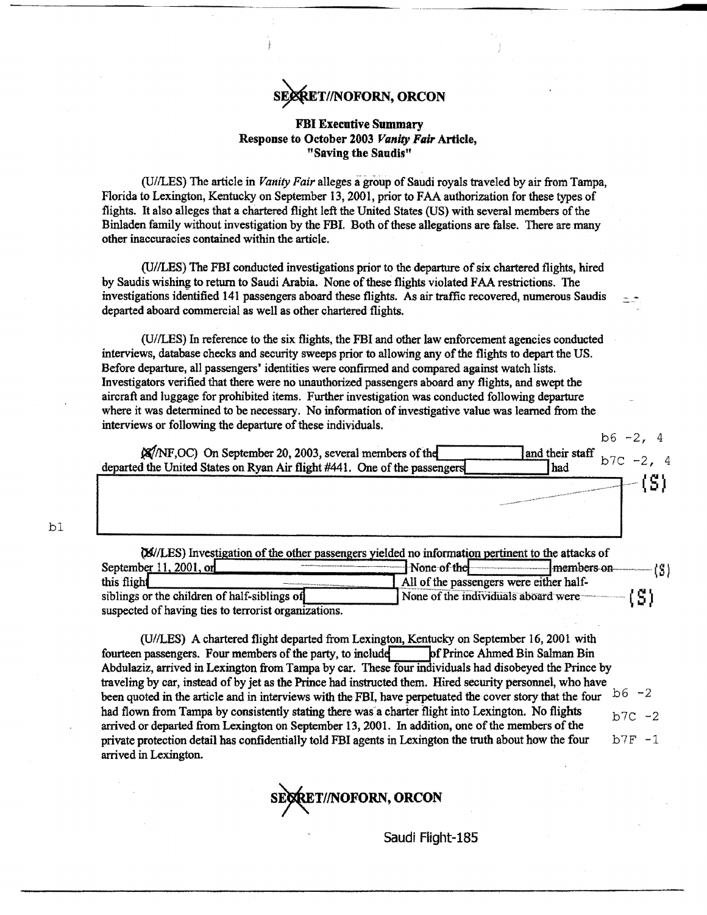**SECRET//NOFORN, ORCON**

**FBI Executive Summary**
**Response to October 2003 *Vanity Fair* Article, "Saving the Saudis"**

(U//LES) The article in *Vanity Fair* alleges a group of Saudi royals traveled by air from Tampa, Florida to Lexington, Kentucky on September 13, 2001, prior to FAA authorization for these types of flights. It also alleges that a chartered flight left the United States (US) with several members of the Binladen family without investigation by the FBI. Both of these allegations are false. There are many other inaccuracies contained within the article.

(U//LES) The FBI conducted investigations prior to the departure of six chartered flights, hired by Saudis wishing to return to Saudi Arabia. None of these flights violated FAA restrictions. The investigations identified 141 passengers aboard these flights. As air traffic recovered, numerous Saudis departed aboard commercial as well as other chartered flights.

(U//LES) In reference to the six flights, the FBI and other law enforcement agencies conducted interviews, database checks and security sweeps prior to allowing any of the flights to depart the US. Before departure, all passengers' identities were confirmed and compared against watch lists. Investigators verified that there were no unauthorized passengers aboard any flights, and swept the aircraft and luggage for prohibited items. Further investigation was conducted following departure where it was determined to be necessary. No information of investigative value was learned from the interviews or following the departure of these individuals.

b6 -2, 4
b7C -2, 4

(S//NF,OC) On September 20, 2003, several members of the [REDACTED] and their staff departed the United States on Ryan Air flight #441. One of the passengers [REDACTED] had [REDACTED] (S)

b1

(S//LES) Investigation of the other passengers yielded no information pertinent to the attacks of September 11, 2001, or [REDACTED] None of the [REDACTED] members on this flight [REDACTED] (S) All of the passengers were either half-siblings or the children of half-siblings of [REDACTED] None of the individuals aboard were suspected of having ties to terrorist organizations. (S)

(U//LES) A chartered flight departed from Lexington, Kentucky on September 16, 2001 with fourteen passengers. Four members of the party, to include [REDACTED] of Prince Ahmed Bin Salman Bin Abdulaziz, arrived in Lexington from Tampa by car. These four individuals had disobeyed the Prince by traveling by car, instead of by jet as the Prince had instructed them. Hired security personnel, who have been quoted in the article and in interviews with the FBI, have perpetuated the cover story that the four had flown from Tampa by consistently stating there was a charter flight into Lexington. No flights arrived or departed from Lexington on September 13, 2001. In addition, one of the members of the private protection detail has confidentially told FBI agents in Lexington the truth about how the four arrived in Lexington.

b6 -2
b7C -2
b7F -1

**SECRET//NOFORN, ORCON**

Saudi Flight-185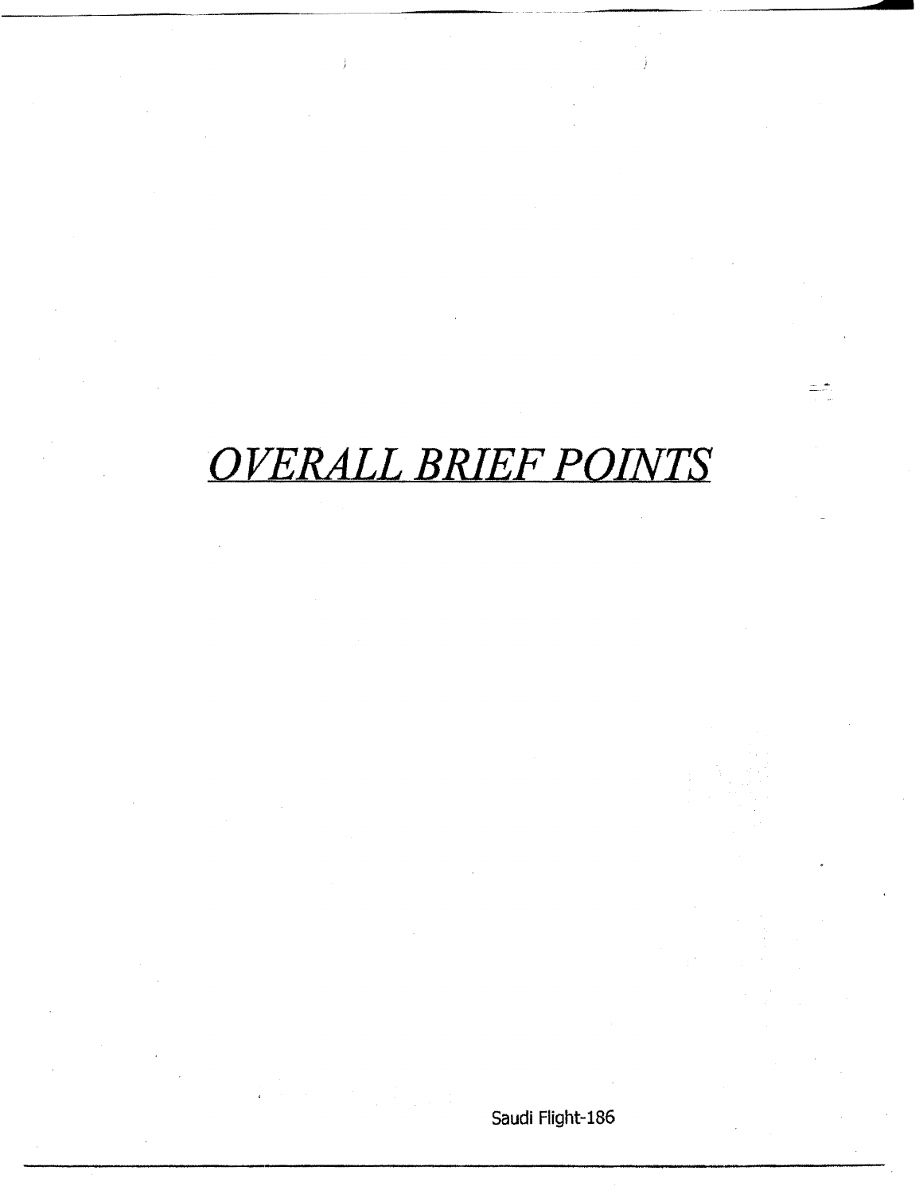# *OVERALL BRIEF POINTS*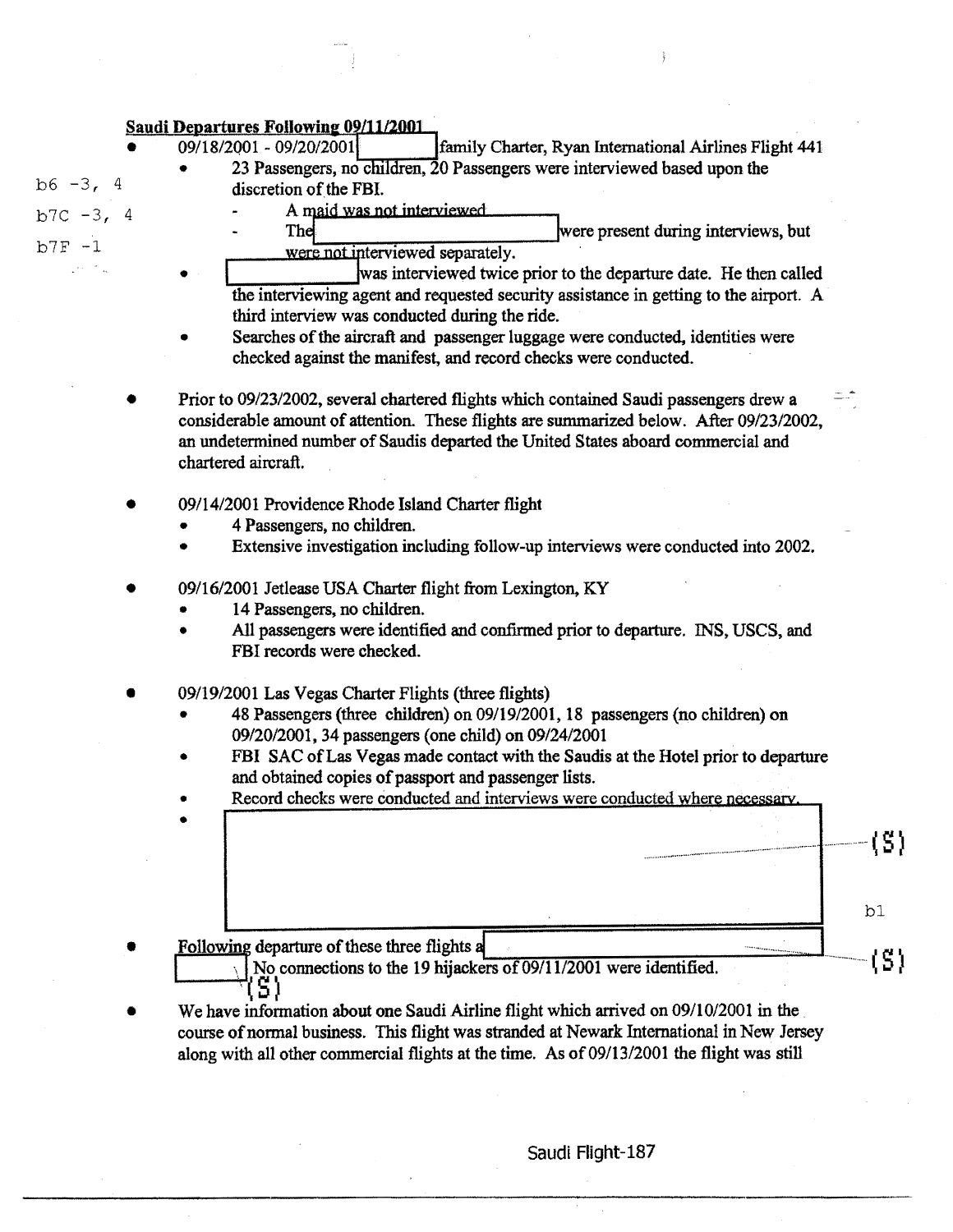**Saudi Departures Following 09/11/2001**

b6 -3, 4
b7C -3, 4
b7F -1

- 09/18/2001 - 09/20/2001 [redacted] family Charter, Ryan International Airlines Flight 441
  - 23 Passengers, no children, 20 Passengers were interviewed based upon the discretion of the FBI.
    - A maid was not interviewed.
    - The [redacted] were present during interviews, but were not interviewed separately.
  - [redacted] was interviewed twice prior to the departure date. He then called the interviewing agent and requested security assistance in getting to the airport. A third interview was conducted during the ride.
  - Searches of the aircraft and passenger luggage were conducted, identities were checked against the manifest, and record checks were conducted.

- Prior to 09/23/2002, several chartered flights which contained Saudi passengers drew a considerable amount of attention. These flights are summarized below. After 09/23/2002, an undetermined number of Saudis departed the United States aboard commercial and chartered aircraft.

- 09/14/2001 Providence Rhode Island Charter flight
  - 4 Passengers, no children.
  - Extensive investigation including follow-up interviews were conducted into 2002.

- 09/16/2001 Jetlease USA Charter flight from Lexington, KY
  - 14 Passengers, no children.
  - All passengers were identified and confirmed prior to departure. INS, USCS, and FBI records were checked.

- 09/19/2001 Las Vegas Charter Flights (three flights)
  - 48 Passengers (three children) on 09/19/2001, 18 passengers (no children) on 09/20/2001, 34 passengers (one child) on 09/24/2001
  - FBI SAC of Las Vegas made contact with the Saudis at the Hotel prior to departure and obtained copies of passport and passenger lists.
  - Record checks were conducted and interviews were conducted where necessary.
  - [redacted] (S) b1

- Following departure of these three flights a [redacted] (S) [redacted] (S) No connections to the 19 hijackers of 09/11/2001 were identified.

- We have information about one Saudi Airline flight which arrived on 09/10/2001 in the course of normal business. This flight was stranded at Newark International in New Jersey along with all other commercial flights at the time. As of 09/13/2001 the flight was still

Saudi Flight-187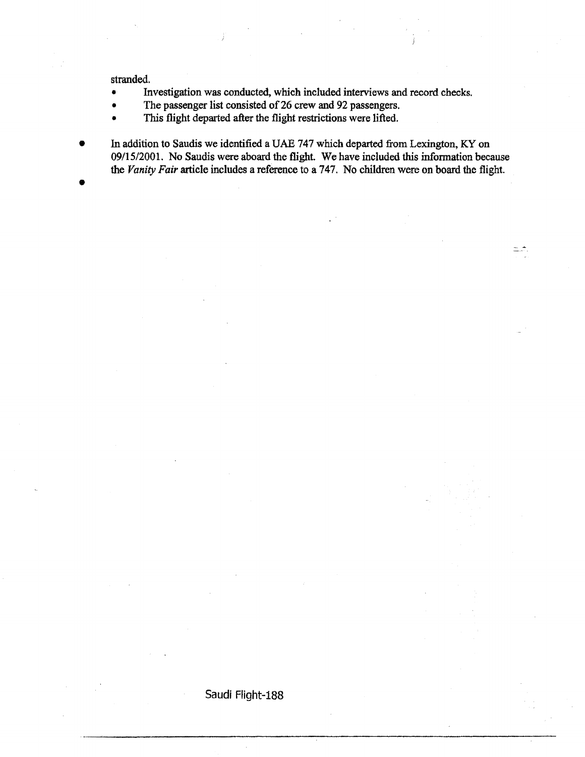stranded.

- Investigation was conducted, which included interviews and record checks.
- The passenger list consisted of 26 crew and 92 passengers.
- This flight departed after the flight restrictions were lifted.

- In addition to Saudis we identified a UAE 747 which departed from Lexington, KY on 09/15/2001. No Saudis were aboard the flight. We have included this information because the *Vanity Fair* article includes a reference to a 747. No children were on board the flight.
-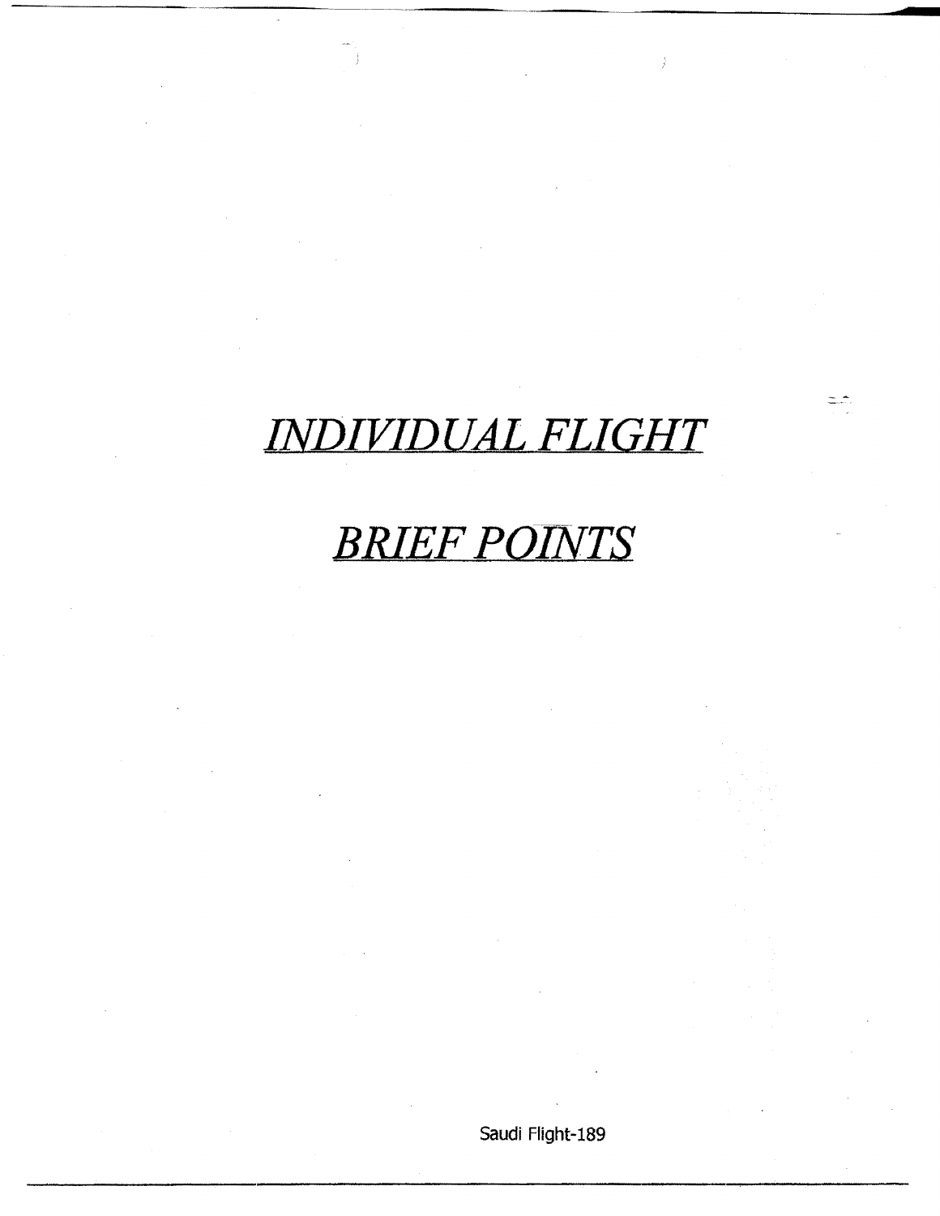# *INDIVIDUAL FLIGHT*

# *BRIEF POINTS*

Saudi Flight-189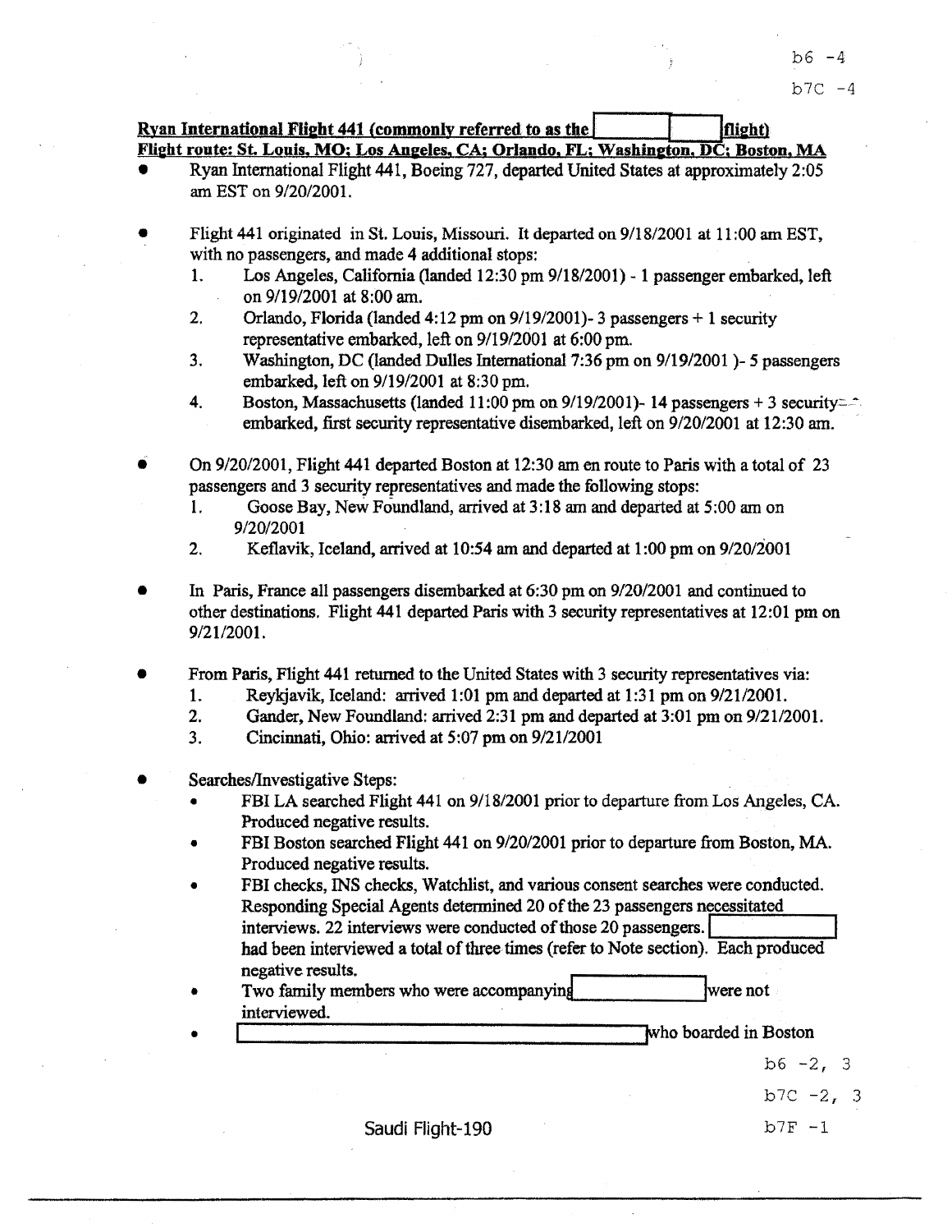b6 -4

b7C -4

**Ryan International Flight 441 (commonly referred to as the [redacted] flight)**
**Flight route: St. Louis, MO; Los Angeles, CA; Orlando, FL; Washington, DC; Boston, MA**

- Ryan International Flight 441, Boeing 727, departed United States at approximately 2:05 am EST on 9/20/2001.

- Flight 441 originated in St. Louis, Missouri. It departed on 9/18/2001 at 11:00 am EST, with no passengers, and made 4 additional stops:
  1. Los Angeles, California (landed 12:30 pm 9/18/2001) - 1 passenger embarked, left on 9/19/2001 at 8:00 am.
  2. Orlando, Florida (landed 4:12 pm on 9/19/2001)- 3 passengers + 1 security representative embarked, left on 9/19/2001 at 6:00 pm.
  3. Washington, DC (landed Dulles International 7:36 pm on 9/19/2001 )- 5 passengers embarked, left on 9/19/2001 at 8:30 pm.
  4. Boston, Massachusetts (landed 11:00 pm on 9/19/2001)- 14 passengers + 3 security embarked, first security representative disembarked, left on 9/20/2001 at 12:30 am.

- On 9/20/2001, Flight 441 departed Boston at 12:30 am en route to Paris with a total of 23 passengers and 3 security representatives and made the following stops:
  1. Goose Bay, New Foundland, arrived at 3:18 am and departed at 5:00 am on 9/20/2001
  2. Keflavik, Iceland, arrived at 10:54 am and departed at 1:00 pm on 9/20/2001

- In Paris, France all passengers disembarked at 6:30 pm on 9/20/2001 and continued to other destinations. Flight 441 departed Paris with 3 security representatives at 12:01 pm on 9/21/2001.

- From Paris, Flight 441 returned to the United States with 3 security representatives via:
  1. Reykjavik, Iceland: arrived 1:01 pm and departed at 1:31 pm on 9/21/2001.
  2. Gander, New Foundland: arrived 2:31 pm and departed at 3:01 pm on 9/21/2001.
  3. Cincinnati, Ohio: arrived at 5:07 pm on 9/21/2001

- Searches/Investigative Steps:
  - FBI LA searched Flight 441 on 9/18/2001 prior to departure from Los Angeles, CA. Produced negative results.
  - FBI Boston searched Flight 441 on 9/20/2001 prior to departure from Boston, MA. Produced negative results.
  - FBI checks, INS checks, Watchlist, and various consent searches were conducted. Responding Special Agents determined 20 of the 23 passengers necessitated interviews. 22 interviews were conducted of those 20 passengers. [redacted] had been interviewed a total of three times (refer to Note section). Each produced negative results.
  - Two family members who were accompanying [redacted] were not interviewed.
  - [redacted] who boarded in Boston

b6 -2, 3

b7C -2, 3

b7F -1

Saudi Flight-190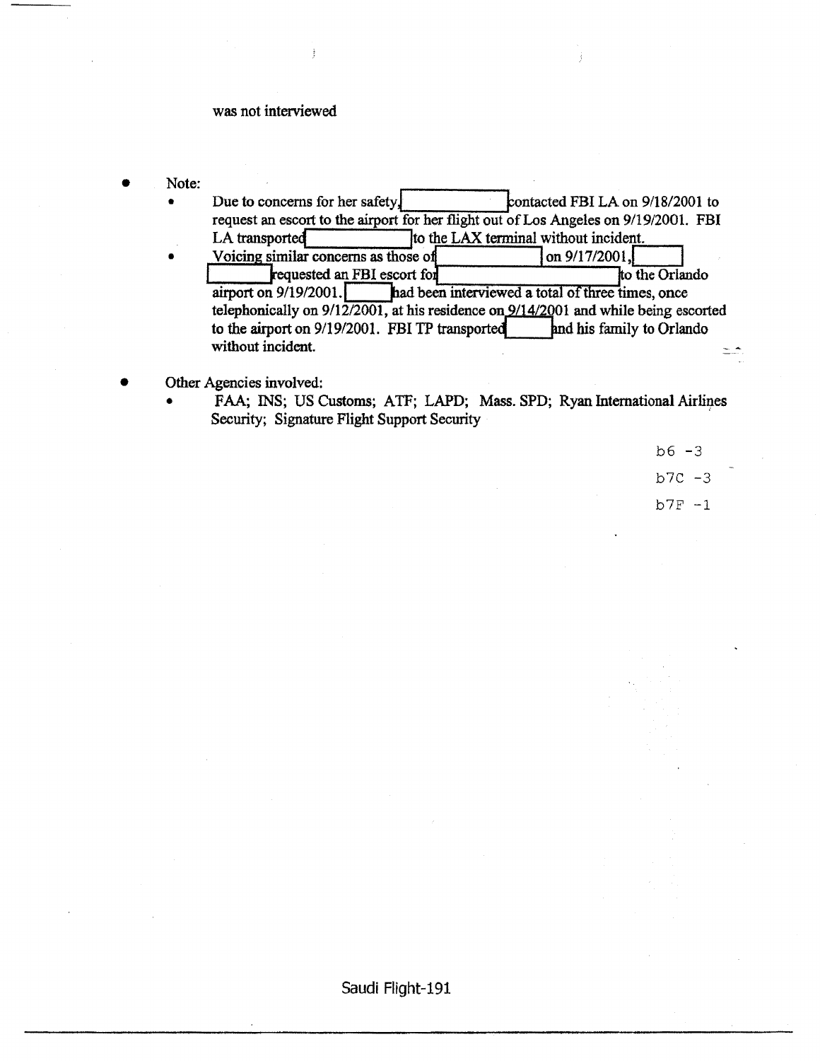was not interviewed

- Note:
  - Due to concerns for her safety, [REDACTED] contacted FBI LA on 9/18/2001 to request an escort to the airport for her flight out of Los Angeles on 9/19/2001. FBI LA transported [REDACTED] to the LAX terminal without incident.
  - Voicing similar concerns as those of [REDACTED] on 9/17/2001, [REDACTED] requested an FBI escort for [REDACTED] to the Orlando airport on 9/19/2001. [REDACTED] had been interviewed a total of three times, once telephonically on 9/12/2001, at his residence on 9/14/2001 and while being escorted to the airport on 9/19/2001. FBI TP transported [REDACTED] and his family to Orlando without incident.

- Other Agencies involved:
  - FAA; INS; US Customs; ATF; LAPD; Mass. SPD; Ryan International Airlines Security; Signature Flight Support Security

b6 -3

b7C -3

b7F -1

Saudi Flight-191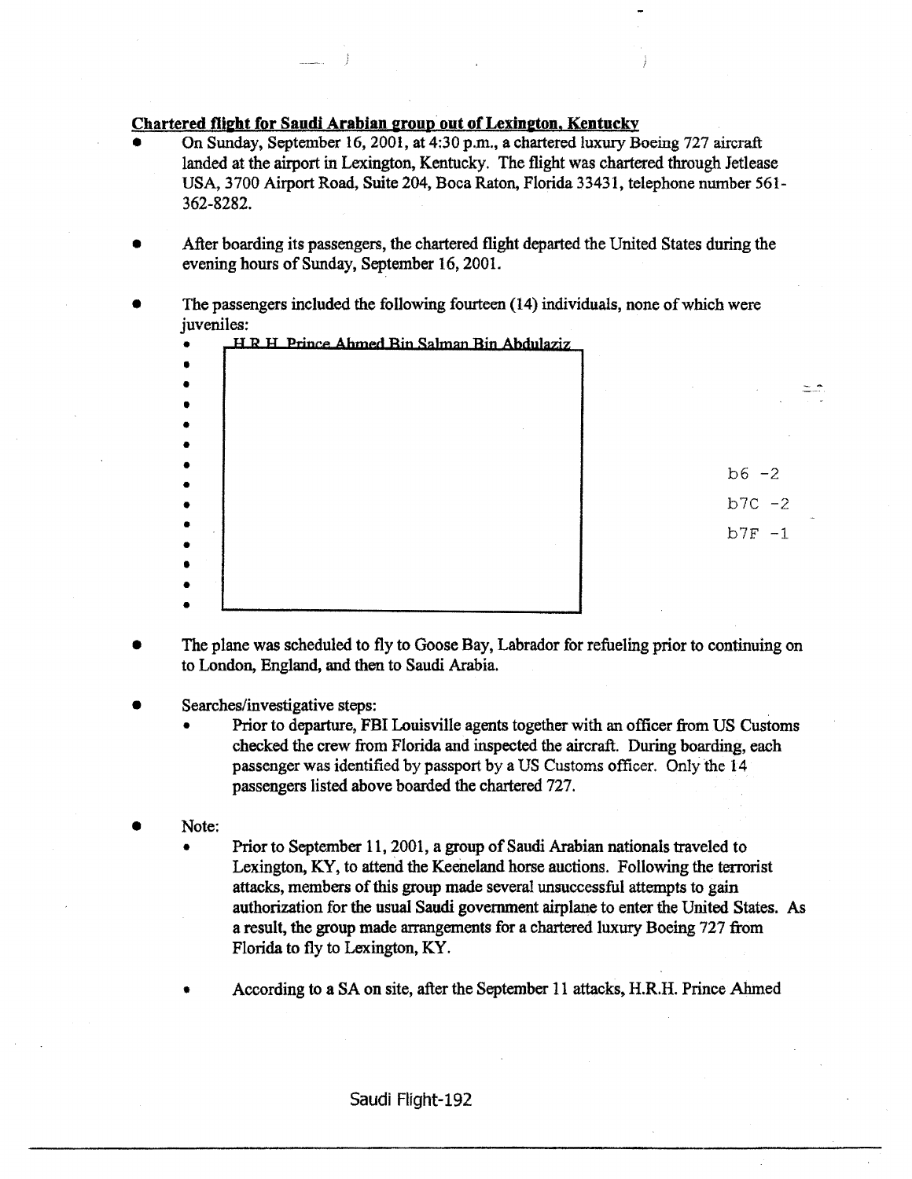**Chartered flight for Saudi Arabian group out of Lexington, Kentucky**

- On Sunday, September 16, 2001, at 4:30 p.m., a chartered luxury Boeing 727 aircraft landed at the airport in Lexington, Kentucky. The flight was chartered through Jetlease USA, 3700 Airport Road, Suite 204, Boca Raton, Florida 33431, telephone number 561-362-8282.

- After boarding its passengers, the chartered flight departed the United States during the evening hours of Sunday, September 16, 2001.

- The passengers included the following fourteen (14) individuals, none of which were juveniles:
  - H.R.H. Prince Ahmed Bin Salman Bin Abdulaziz
  - [redacted]
  - [redacted]
  - [redacted]
  - [redacted]
  - [redacted]
  - [redacted]
  - [redacted]
  - [redacted]
  - [redacted]
  - [redacted]
  - [redacted]
  - [redacted]
  - [redacted]

b6 -2
b7C -2
b7F -1

- The plane was scheduled to fly to Goose Bay, Labrador for refueling prior to continuing on to London, England, and then to Saudi Arabia.

- Searches/investigative steps:
  - Prior to departure, FBI Louisville agents together with an officer from US Customs checked the crew from Florida and inspected the aircraft. During boarding, each passenger was identified by passport by a US Customs officer. Only the 14 passengers listed above boarded the chartered 727.

- Note:
  - Prior to September 11, 2001, a group of Saudi Arabian nationals traveled to Lexington, KY, to attend the Keeneland horse auctions. Following the terrorist attacks, members of this group made several unsuccessful attempts to gain authorization for the usual Saudi government airplane to enter the United States. As a result, the group made arrangements for a chartered luxury Boeing 727 from Florida to fly to Lexington, KY.
  - According to a SA on site, after the September 11 attacks, H.R.H. Prince Ahmed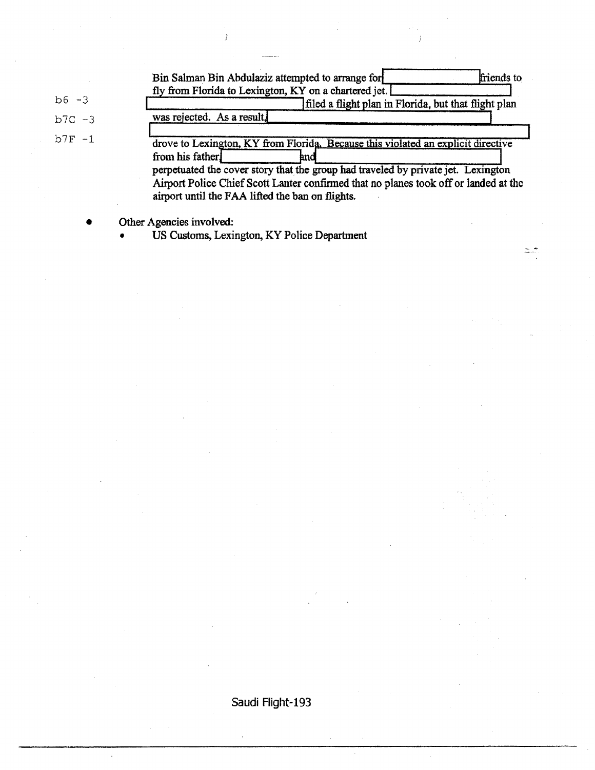b6 -3

b7C -3

b7F -1

Bin Salman Bin Abdulaziz attempted to arrange for [redacted] friends to fly from Florida to Lexington, KY on a chartered jet. [redacted] filed a flight plan in Florida, but that flight plan was rejected. As a result, [redacted] drove to Lexington, KY from Florida. Because this violated an explicit directive from his father, [redacted] and [redacted] perpetuated the cover story that the group had traveled by private jet. Lexington Airport Police Chief Scott Lanter confirmed that no planes took off or landed at the airport until the FAA lifted the ban on flights.

- Other Agencies involved:
  - US Customs, Lexington, KY Police Department

Saudi Flight-193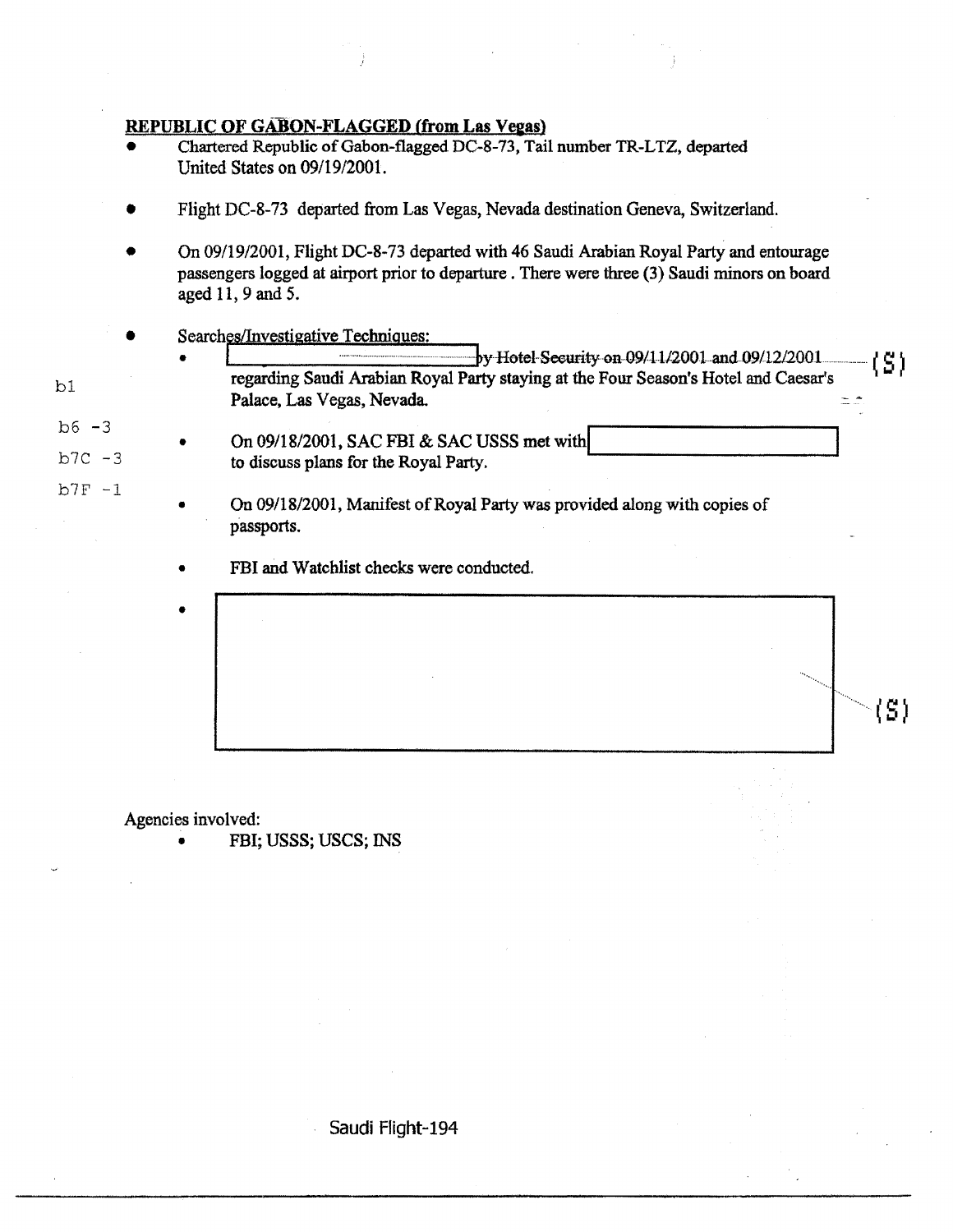**REPUBLIC OF GABON-FLAGGED (from Las Vegas)**

- Chartered Republic of Gabon-flagged DC-8-73, Tail number TR-LTZ, departed United States on 09/19/2001.
- Flight DC-8-73 departed from Las Vegas, Nevada destination Geneva, Switzerland.
- On 09/19/2001, Flight DC-8-73 departed with 46 Saudi Arabian Royal Party and entourage passengers logged at airport prior to departure . There were three (3) Saudi minors on board aged 11, 9 and 5.
- Searches/Investigative Techniques:
  - [REDACTED] by Hotel Security on 09/11/2001 and 09/12/2001 (S) regarding Saudi Arabian Royal Party staying at the Four Season's Hotel and Caesar's Palace, Las Vegas, Nevada.
  - On 09/18/2001, SAC FBI & SAC USSS met with [REDACTED] to discuss plans for the Royal Party.
  - On 09/18/2001, Manifest of Royal Party was provided along with copies of passports.
  - FBI and Watchlist checks were conducted.
  - [REDACTED] (S)

b1
b6 -3
b7C -3
b7F -1

Agencies involved:

- FBI; USSS; USCS; INS

Saudi Flight-194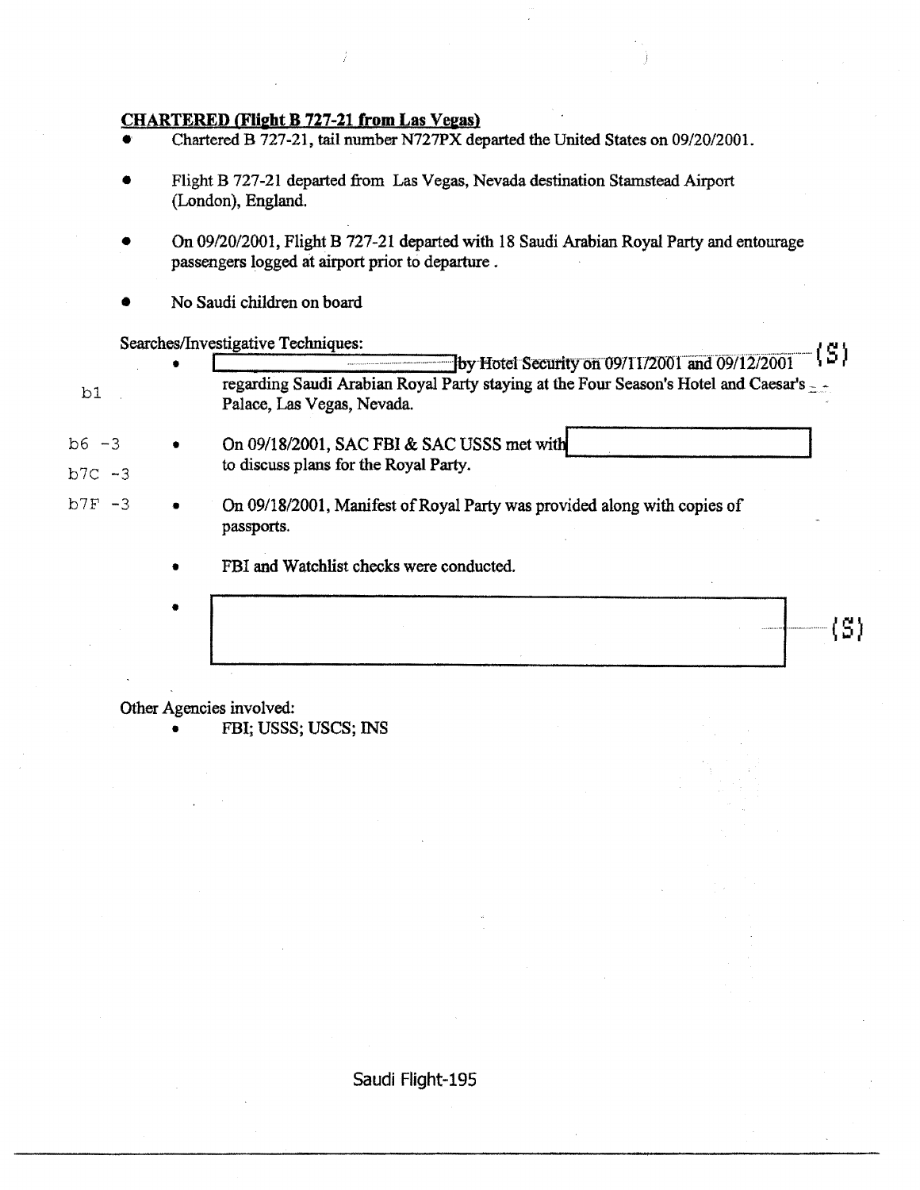**CHARTERED (Flight B 727-21 from Las Vegas)**

- Chartered B 727-21, tail number N727PX departed the United States on 09/20/2001.
- Flight B 727-21 departed from Las Vegas, Nevada destination Stamstead Airport (London), England.
- On 09/20/2001, Flight B 727-21 departed with 18 Saudi Arabian Royal Party and entourage passengers logged at airport prior to departure .
- No Saudi children on board

Searches/Investigative Techniques:

b1

b6 -3

b7C -3

b7F -3

- [REDACTED] by Hotel Security on 09/11/2001 and 09/12/2001 (S) regarding Saudi Arabian Royal Party staying at the Four Season's Hotel and Caesar's Palace, Las Vegas, Nevada.
- On 09/18/2001, SAC FBI & SAC USSS met with [REDACTED] to discuss plans for the Royal Party.
- On 09/18/2001, Manifest of Royal Party was provided along with copies of passports.
- FBI and Watchlist checks were conducted.
- [REDACTED] (S)

Other Agencies involved:

- FBI; USSS; USCS; INS

Saudi Flight-195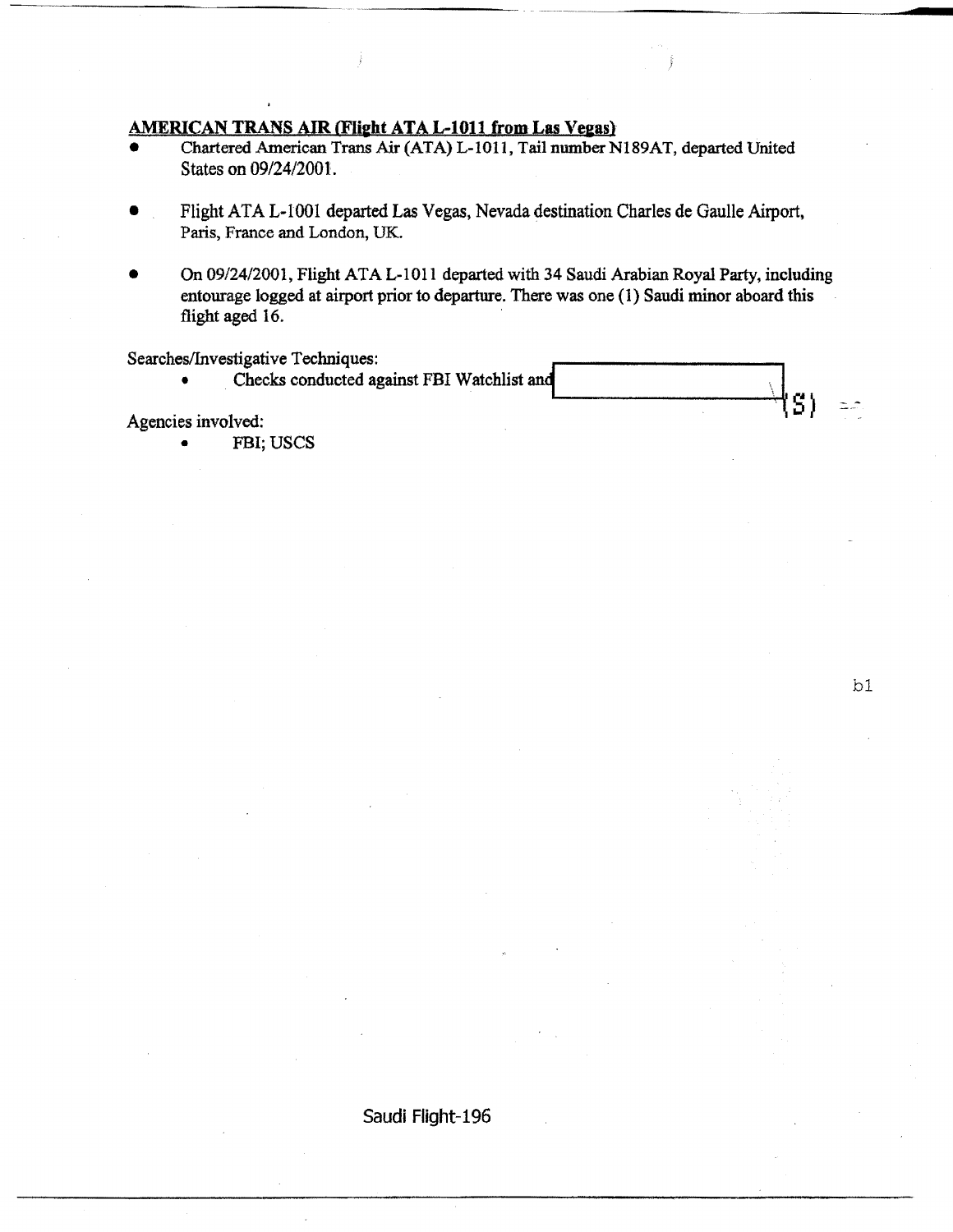**AMERICAN TRANS AIR (Flight ATA L-1011 from Las Vegas)**

- Chartered American Trans Air (ATA) L-1011, Tail number N189AT, departed United States on 09/24/2001.
- Flight ATA L-1001 departed Las Vegas, Nevada destination Charles de Gaulle Airport, Paris, France and London, UK.
- On 09/24/2001, Flight ATA L-1011 departed with 34 Saudi Arabian Royal Party, including entourage logged at airport prior to departure. There was one (1) Saudi minor aboard this flight aged 16.

Searches/Investigative Techniques:

- Checks conducted against FBI Watchlist and [redacted] (S)

Agencies involved:

- FBI; USCS

b1

Saudi Flight-196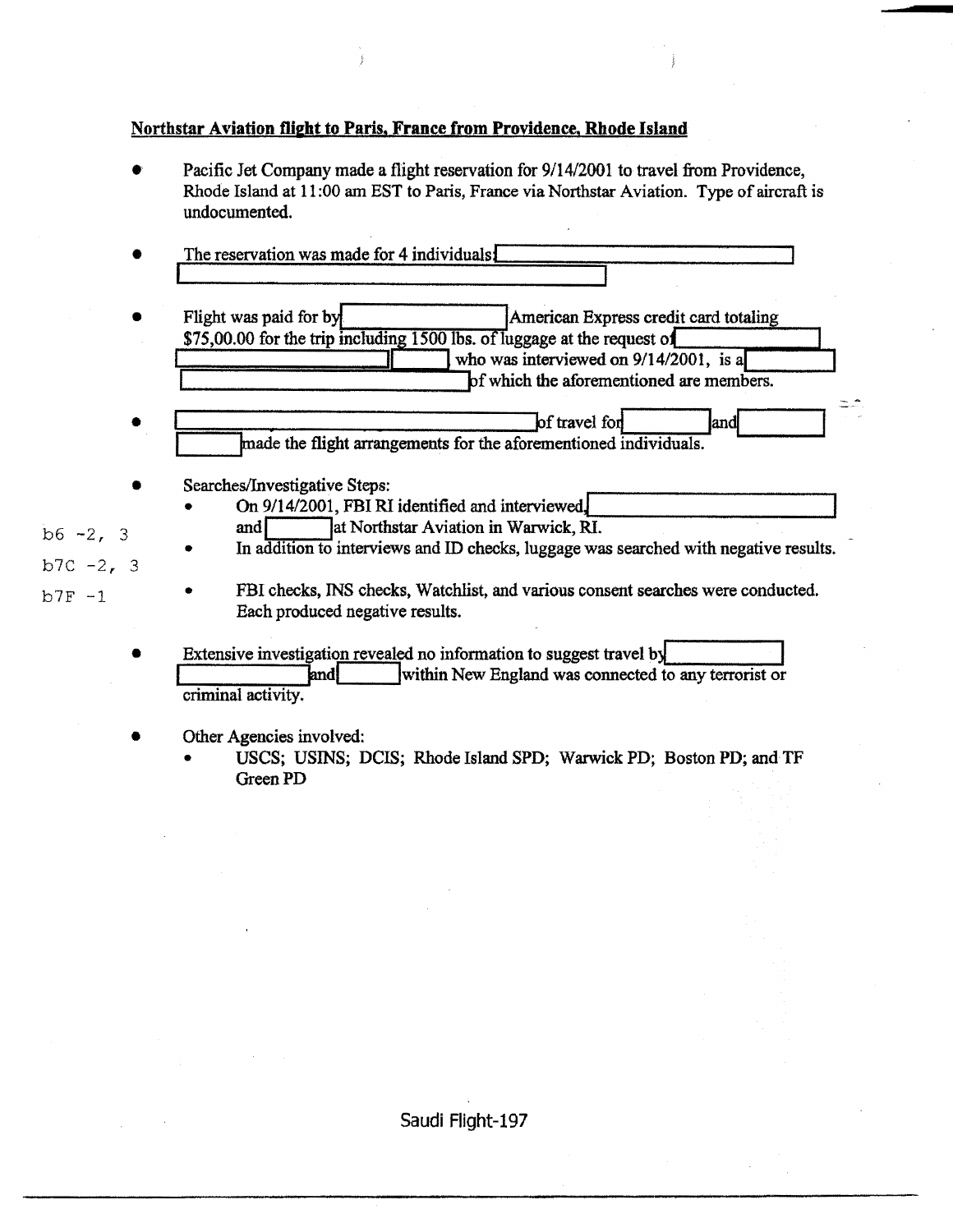**Northstar Aviation flight to Paris, France from Providence, Rhode Island**

- Pacific Jet Company made a flight reservation for 9/14/2001 to travel from Providence, Rhode Island at 11:00 am EST to Paris, France via Northstar Aviation. Type of aircraft is undocumented.

- The reservation was made for 4 individuals: [redacted]

- Flight was paid for by [redacted] American Express credit card totaling $75,00.00 for the trip including 1500 lbs. of luggage at the request of [redacted] [redacted] who was interviewed on 9/14/2001, is a [redacted] [redacted] of which the aforementioned are members.

- [redacted] of travel for [redacted] and [redacted] made the flight arrangements for the aforementioned individuals.

- Searches/Investigative Steps:
  - On 9/14/2001, FBI RI identified and interviewed [redacted] and [redacted] at Northstar Aviation in Warwick, RI.
  - In addition to interviews and ID checks, luggage was searched with negative results.
  - FBI checks, INS checks, Watchlist, and various consent searches were conducted. Each produced negative results.

b6 -2, 3
b7C -2, 3
b7F -1

- Extensive investigation revealed no information to suggest travel by [redacted] [redacted] and [redacted] within New England was connected to any terrorist or criminal activity.

- Other Agencies involved:
  - USCS; USINS; DCIS; Rhode Island SPD; Warwick PD; Boston PD; and TF Green PD

Saudi Flight-197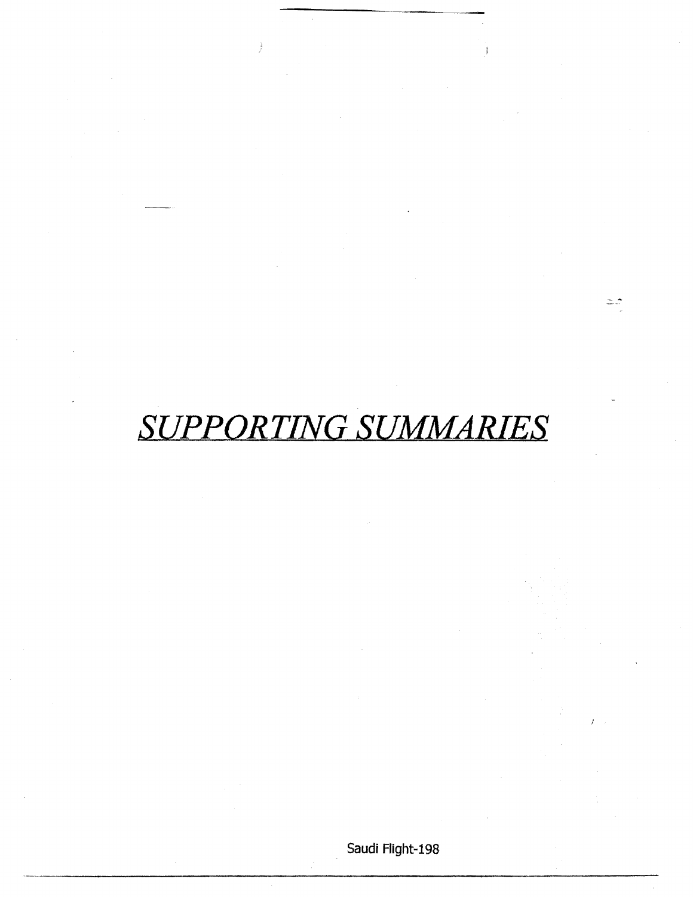# *SUPPORTING SUMMARIES*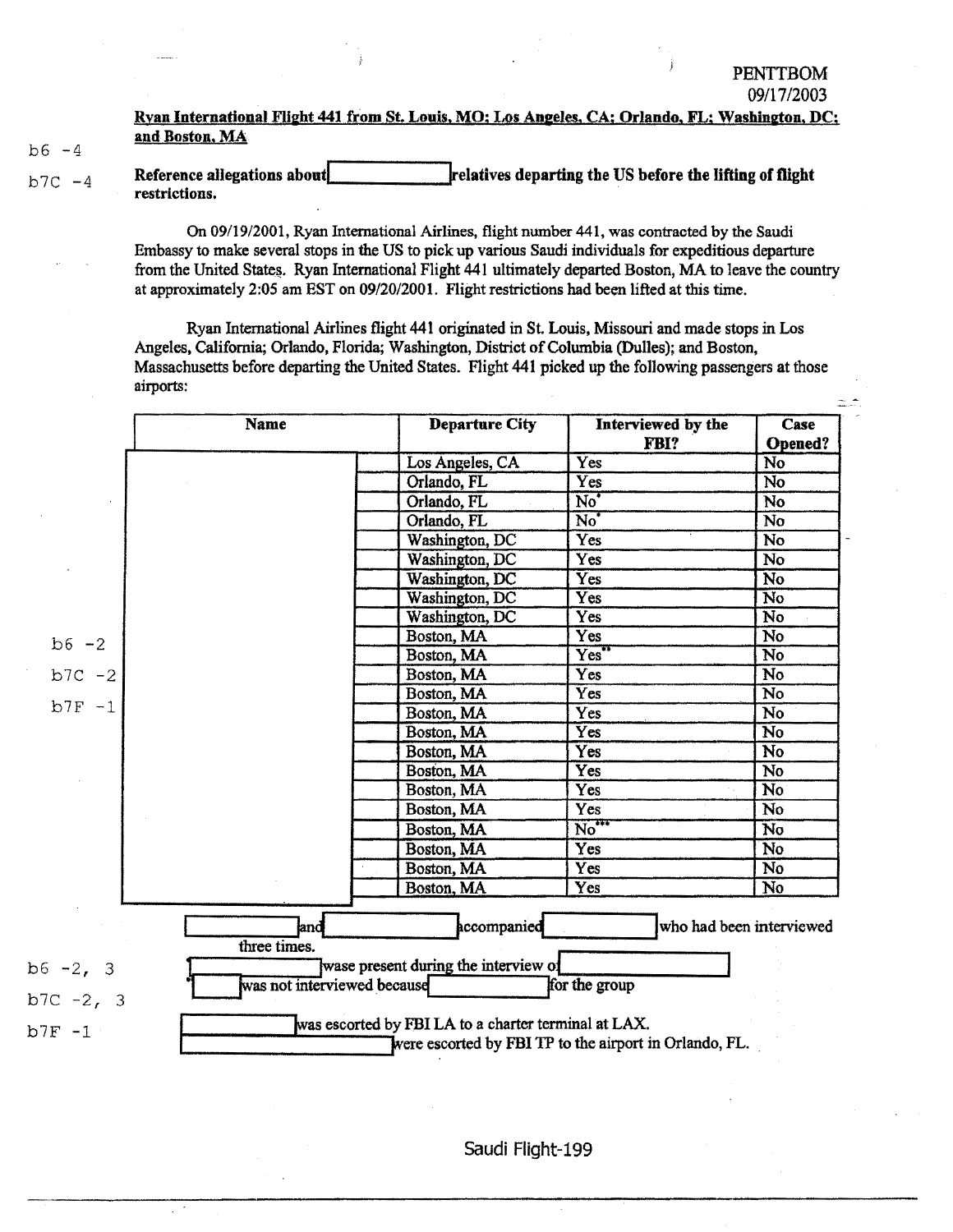PENTTBOM
09/17/2003

**Ryan International Flight 441 from St. Louis, MO; Los Angeles, CA; Orlando, FL; Washington, DC; and Boston, MA**

b6 -4

b7C -4

**Reference allegations about [redacted] relatives departing the US before the lifting of flight restrictions.**

On 09/19/2001, Ryan International Airlines, flight number 441, was contracted by the Saudi Embassy to make several stops in the US to pick up various Saudi individuals for expeditious departure from the United States. Ryan International Flight 441 ultimately departed Boston, MA to leave the country at approximately 2:05 am EST on 09/20/2001. Flight restrictions had been lifted at this time.

Ryan International Airlines flight 441 originated in St. Louis, Missouri and made stops in Los Angeles, California; Orlando, Florida; Washington, District of Columbia (Dulles); and Boston, Massachusetts before departing the United States. Flight 441 picked up the following passengers at those airports:

| Name | Departure City | Interviewed by the FBI? | Case Opened? |
|---|---|---|---|
| [redacted] | Los Angeles, CA | Yes | No |
| [redacted] | Orlando, FL | Yes | No |
| [redacted] | Orlando, FL | No* | No |
| [redacted] | Orlando, FL | No* | No |
| [redacted] | Washington, DC | Yes | No |
| [redacted] | Washington, DC | Yes | No |
| [redacted] | Washington, DC | Yes | No |
| [redacted] | Washington, DC | Yes | No |
| [redacted] | Washington, DC | Yes | No |
| [redacted] | Boston, MA | Yes | No |
| [redacted] | Boston, MA | Yes** | No |
| [redacted] | Boston, MA | Yes | No |
| [redacted] | Boston, MA | Yes | No |
| [redacted] | Boston, MA | Yes | No |
| [redacted] | Boston, MA | Yes | No |
| [redacted] | Boston, MA | Yes | No |
| [redacted] | Boston, MA | Yes | No |
| [redacted] | Boston, MA | Yes | No |
| [redacted] | Boston, MA | Yes | No |
| [redacted] | Boston, MA | No*** | No |
| [redacted] | Boston, MA | Yes | No |
| [redacted] | Boston, MA | Yes | No |
| [redacted] | Boston, MA | Yes | No |

b6 -2

b7C -2

b7F -1

[redacted] and [redacted] accompanied [redacted] who had been interviewed three times.

* [redacted] wase present during the interview of [redacted]

* [redacted] was not interviewed because [redacted] for the group

[redacted] was escorted by FBI LA to a charter terminal at LAX.

[redacted] were escorted by FBI TP to the airport in Orlando, FL.

b6 -2, 3

b7C -2, 3

b7F -1

Saudi Flight-199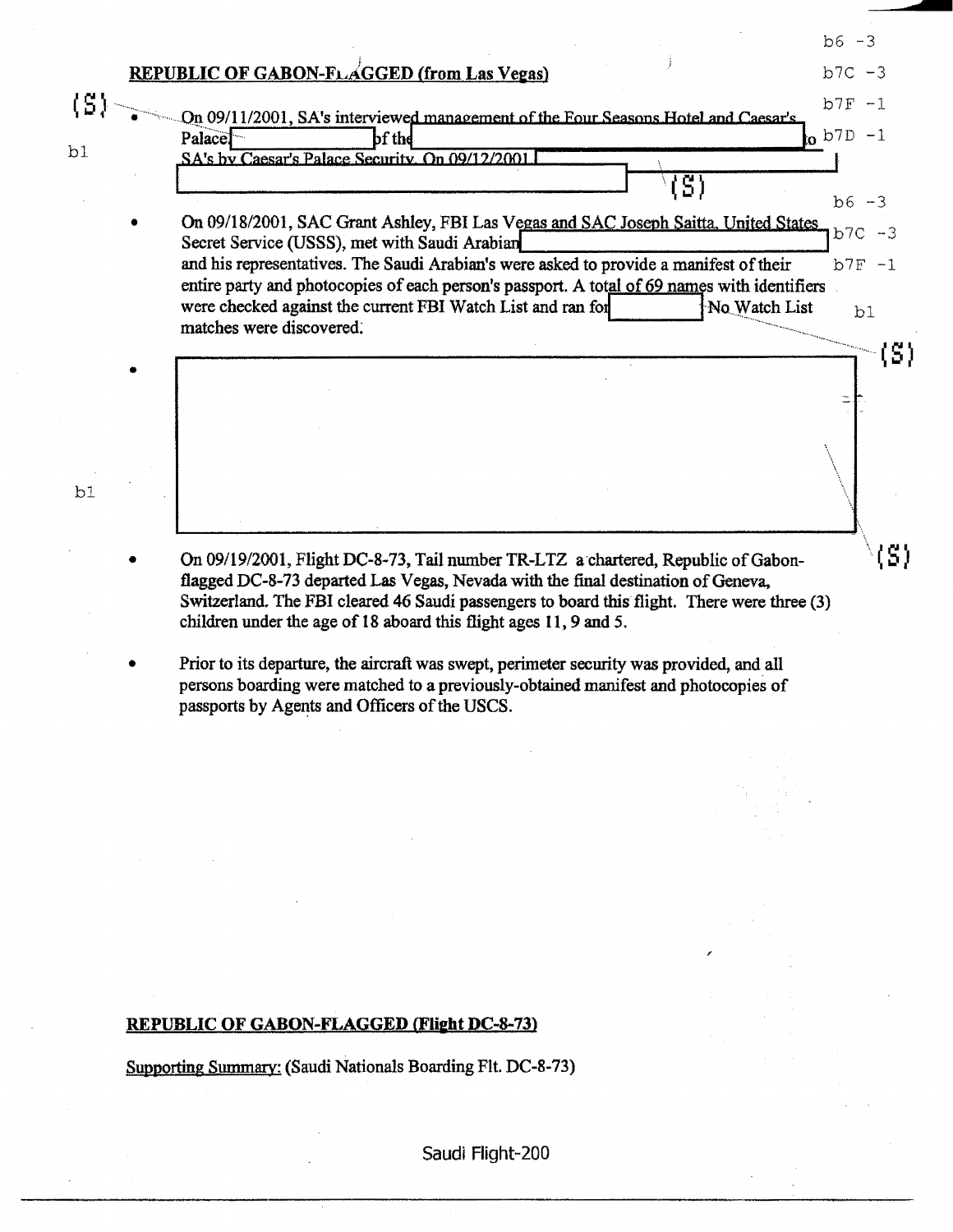**REPUBLIC OF GABON-FLAGGED (from Las Vegas)**

- (S) On 09/11/2001, SA's interviewed management of the Four Seasons Hotel and Caesar's Palace [redacted] of the [redacted] to SA's by Caesar's Palace Security. On 09/12/2001 [redacted] (S)

- On 09/18/2001, SAC Grant Ashley, FBI Las Vegas and SAC Joseph Saitta, United States Secret Service (USSS), met with Saudi Arabian [redacted] and his representatives. The Saudi Arabian's were asked to provide a manifest of their entire party and photocopies of each person's passport. A total of 69 names with identifiers were checked against the current FBI Watch List and ran for [redacted] No Watch List matches were discovered.

- [redacted] (S)

- On 09/19/2001, Flight DC-8-73, Tail number TR-LTZ a chartered, Republic of Gabon-flagged DC-8-73 departed Las Vegas, Nevada with the final destination of Geneva, Switzerland. The FBI cleared 46 Saudi passengers to board this flight. There were three (3) children under the age of 18 aboard this flight ages 11, 9 and 5.

- Prior to its departure, the aircraft was swept, perimeter security was provided, and all persons boarding were matched to a previously-obtained manifest and photocopies of passports by Agents and Officers of the USCS.

**REPUBLIC OF GABON-FLAGGED (Flight DC-8-73)**

Supporting Summary: (Saudi Nationals Boarding Flt. DC-8-73)

Saudi Flight-200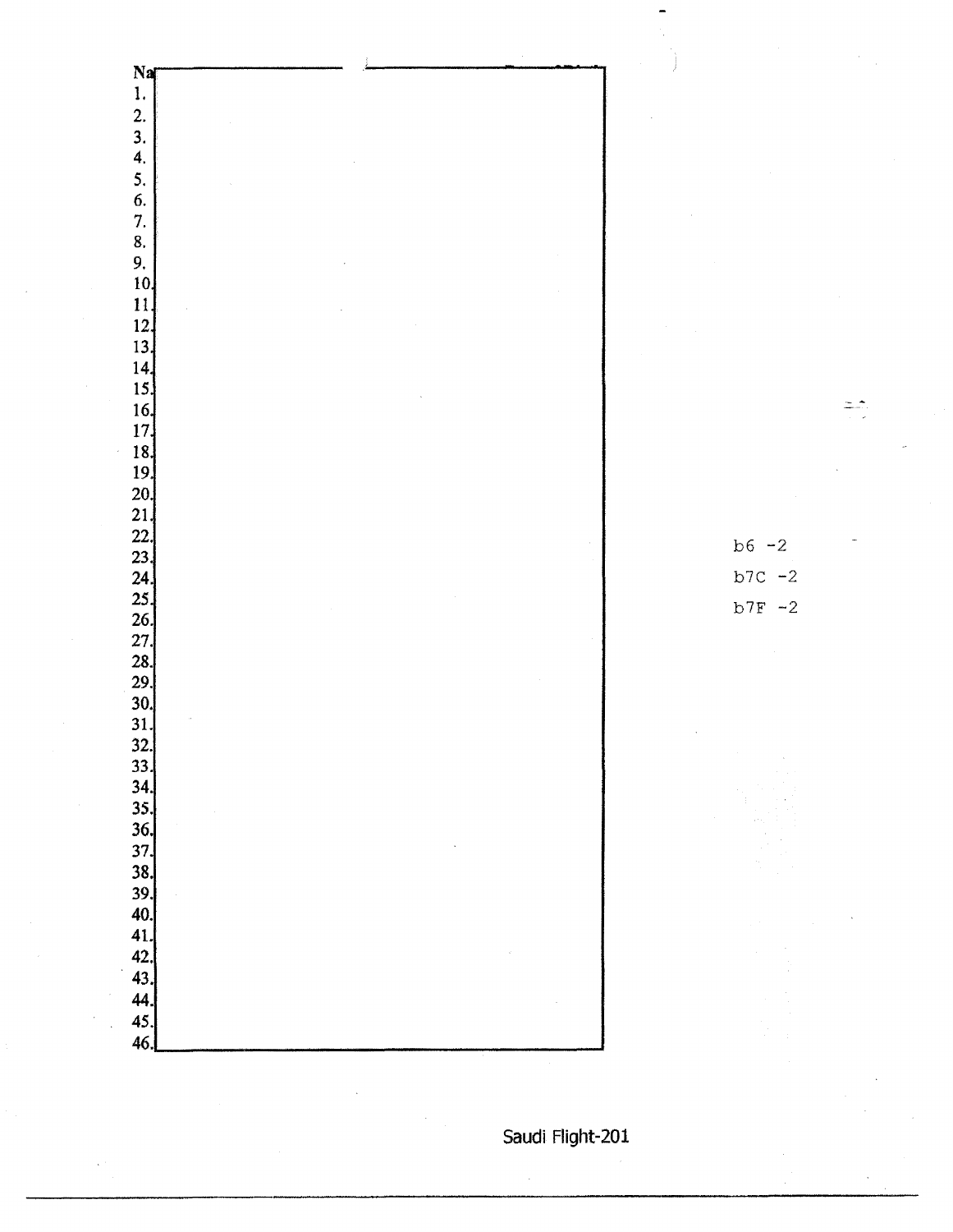Na

1.
2.
3.
4.
5.
6.
7.
8.
9.
10.
11.
12.
13.
14.
15.
16.
17.
18.
19.
20.
21.
22.
23.
24.
25.
26.
27.
28.
29.
30.
31.
32.
33.
34.
35.
36.
37.
38.
39.
40.
41.
42.
43.
44.
45.
46.

b6 -2
b7C -2
b7F -2

Saudi Flight-201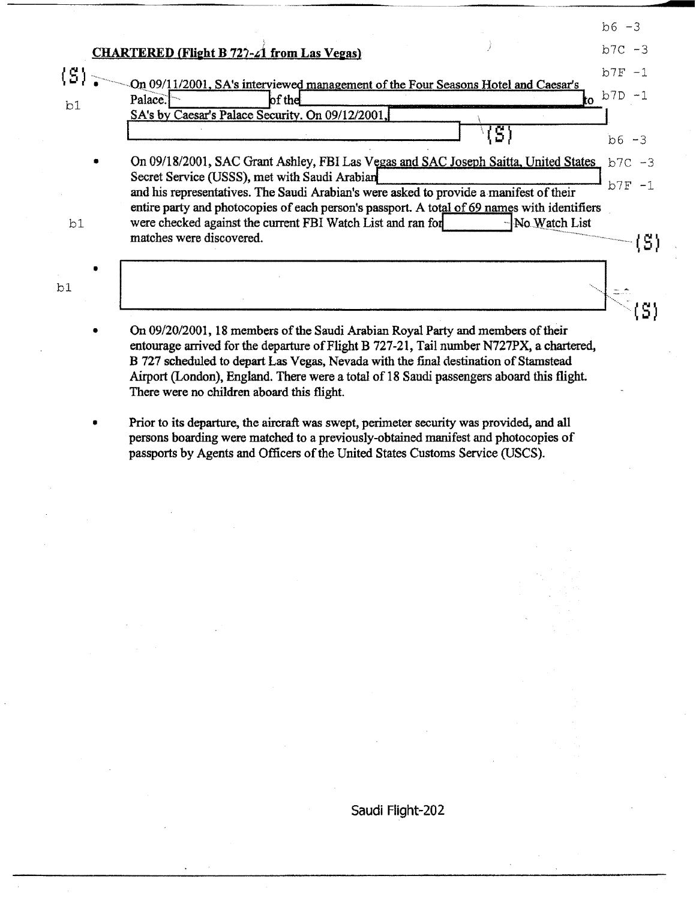**CHARTERED (Flight B 727-21 from Las Vegas)**

b6 -3
b7C -3
b7F -1
b7D -1

(S)

b1

- On 09/11/2001, SA's interviewed management of the Four Seasons Hotel and Caesar's Palace. [REDACTED] of the [REDACTED] to SA's by Caesar's Palace Security. On 09/12/2001, [REDACTED] (S)

b6 -3
b7C -3
b7F -1

- On 09/18/2001, SAC Grant Ashley, FBI Las Vegas and SAC Joseph Saitta, United States Secret Service (USSS), met with Saudi Arabian [REDACTED] and his representatives. The Saudi Arabian's were asked to provide a manifest of their entire party and photocopies of each person's passport. A total of 69 names with identifiers were checked against the current FBI Watch List and ran for [REDACTED] No Watch List matches were discovered. (S)

b1

b1

- [REDACTED] (S)

- On 09/20/2001, 18 members of the Saudi Arabian Royal Party and members of their entourage arrived for the departure of Flight B 727-21, Tail number N727PX, a chartered, B 727 scheduled to depart Las Vegas, Nevada with the final destination of Stamstead Airport (London), England. There were a total of 18 Saudi passengers aboard this flight. There were no children aboard this flight.

- Prior to its departure, the aircraft was swept, perimeter security was provided, and all persons boarding were matched to a previously-obtained manifest and photocopies of passports by Agents and Officers of the United States Customs Service (USCS).

Saudi Flight-202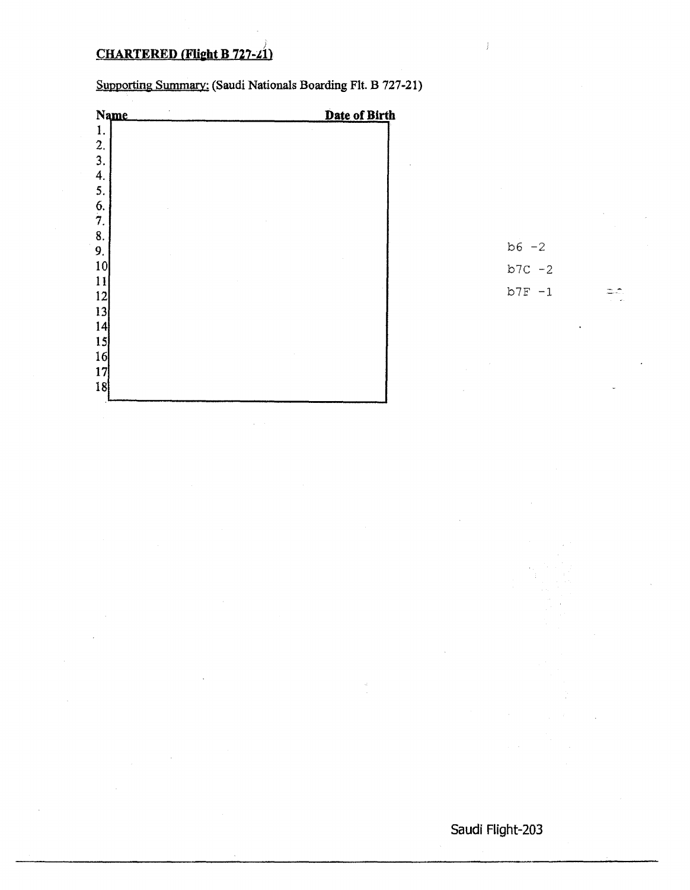**CHARTERED (Flight B 727-21)**

Supporting Summary: (Saudi Nationals Boarding Flt. B 727-21)

| Name | Date of Birth |
|---|---|
| 1. | |
| 2. | |
| 3. | |
| 4. | |
| 5. | |
| 6. | |
| 7. | |
| 8. | |
| 9. | |
| 10 | |
| 11 | |
| 12 | |
| 13 | |
| 14 | |
| 15 | |
| 16 | |
| 17 | |
| 18 | |

b6 -2

b7C -2

b7F -1

Saudi Flight-203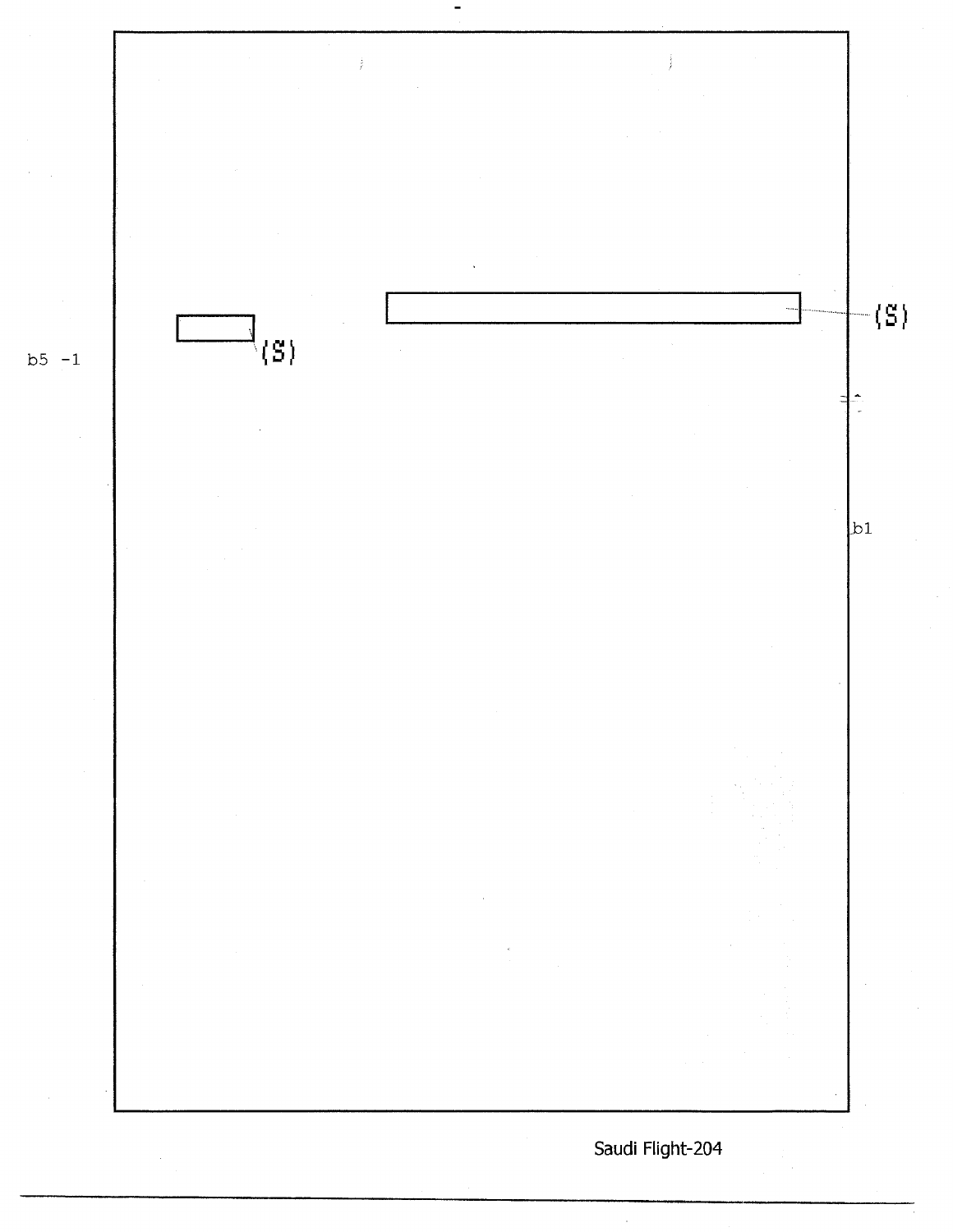b5 -1

(S)

(S)

b1

Saudi Flight-204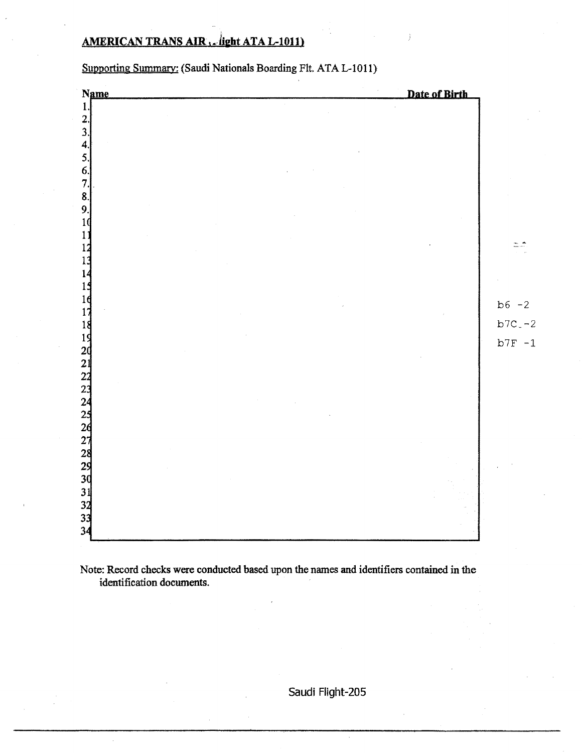**AMERICAN TRANS AIR (Flight ATA L-1011)**

Supporting Summary: (Saudi Nationals Boarding Flt. ATA L-1011)

| Name | Date of Birth |
| --- | --- |
| 1. | |
| 2. | |
| 3. | |
| 4. | |
| 5. | |
| 6. | |
| 7. | |
| 8. | |
| 9. | |
| 10 | |
| 11 | |
| 12 | |
| 13 | |
| 14 | |
| 15 | |
| 16 | |
| 17 | |
| 18 | |
| 19 | |
| 20 | |
| 21 | |
| 22 | |
| 23 | |
| 24 | |
| 25 | |
| 26 | |
| 27 | |
| 28 | |
| 29 | |
| 30 | |
| 31 | |
| 32 | |
| 33 | |
| 34 | |

b6 -2
b7C -2
b7F -1

Note: Record checks were conducted based upon the names and identifiers contained in the identification documents.

Saudi Flight-205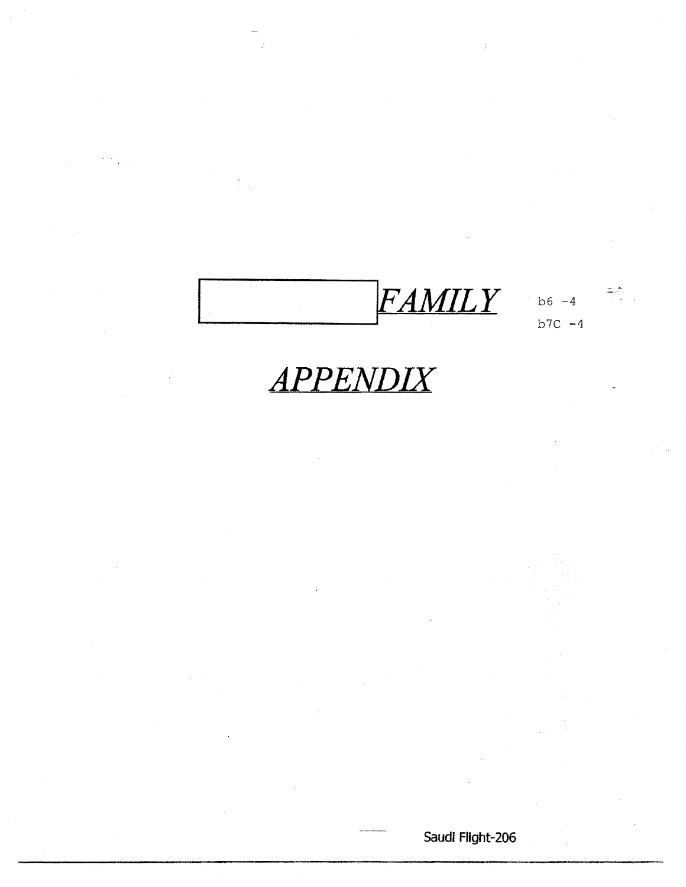# [ ] *FAMILY*

b6 -4
b7C -4

# *APPENDIX*

Saudi Flight-206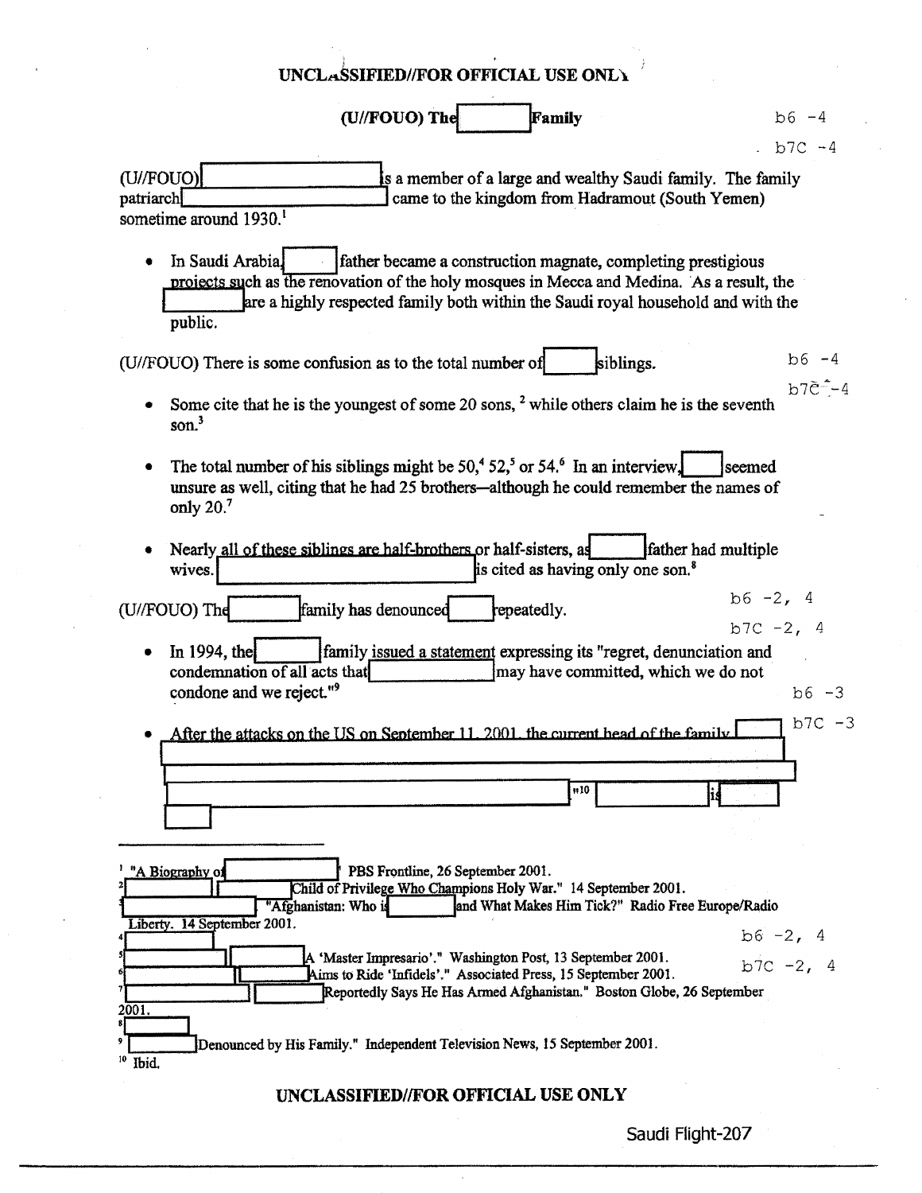UNCLASSIFIED//FOR OFFICIAL USE ONLY

## (U//FOUO) The [redacted] Family

b6 -4
b7C -4

(U//FOUO) [redacted] is a member of a large and wealthy Saudi family. The family patriarch [redacted] came to the kingdom from Hadramout (South Yemen) sometime around 1930.[1]

- In Saudi Arabia, [redacted] father became a construction magnate, completing prestigious projects such as the renovation of the holy mosques in Mecca and Medina. As a result, the [redacted] are a highly respected family both within the Saudi royal household and with the public.

(U//FOUO) There is some confusion as to the total number of [redacted] siblings.

b6 -4
b7C -4

- Some cite that he is the youngest of some 20 sons,[2] while others claim he is the seventh son.[3]
- The total number of his siblings might be 50,[4] 52,[5] or 54.[6] In an interview, [redacted] seemed unsure as well, citing that he had 25 brothers—although he could remember the names of only 20.[7]
- Nearly all of these siblings are half-brothers or half-sisters, as [redacted] father had multiple wives. [redacted] is cited as having only one son.[8]

(U//FOUO) The [redacted] family has denounced [redacted] repeatedly.

b6 -2, 4
b7C -2, 4

- In 1994, the [redacted] family issued a statement expressing its "regret, denunciation and condemnation of all acts that [redacted] may have committed, which we do not condone and we reject."[9]

b6 -3
b7C -3

- After the attacks on the US on September 11, 2001, the current head of the family [redacted] [redacted] [redacted]"[10] [redacted] is [redacted] [redacted]

---

[1] "A Biography of [redacted]" PBS Frontline, 26 September 2001.
[2] [redacted] [redacted] Child of Privilege Who Champions Holy War." 14 September 2001.
[3] [redacted] "Afghanistan: Who is [redacted] and What Makes Him Tick?" Radio Free Europe/Radio Liberty. 14 September 2001.
[4] [redacted]
[5] [redacted] [redacted] A 'Master Impresario'." Washington Post, 13 September 2001.
[6] [redacted] [redacted] Aims to Ride 'Infidels'." Associated Press, 15 September 2001.
[7] [redacted] [redacted] Reportedly Says He Has Armed Afghanistan." Boston Globe, 26 September 2001.
[8] [redacted]
[9] [redacted] Denounced by His Family." Independent Television News, 15 September 2001.
[10] Ibid.

b6 -2, 4
b7C -2, 4

UNCLASSIFIED//FOR OFFICIAL USE ONLY

Saudi Flight-207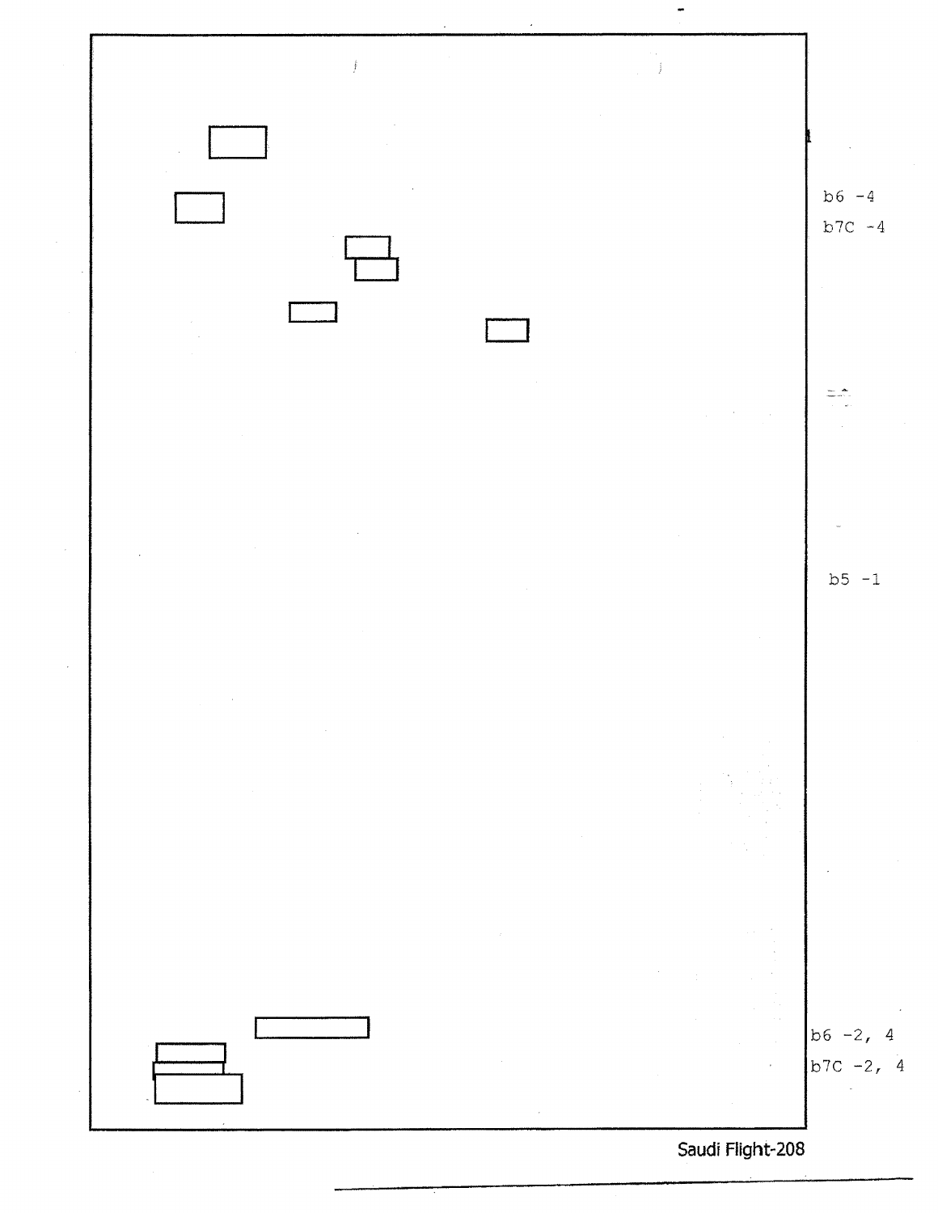b6 -4
b7C -4

b5 -1

b6 -2, 4
b7C -2, 4

Saudi Flight-208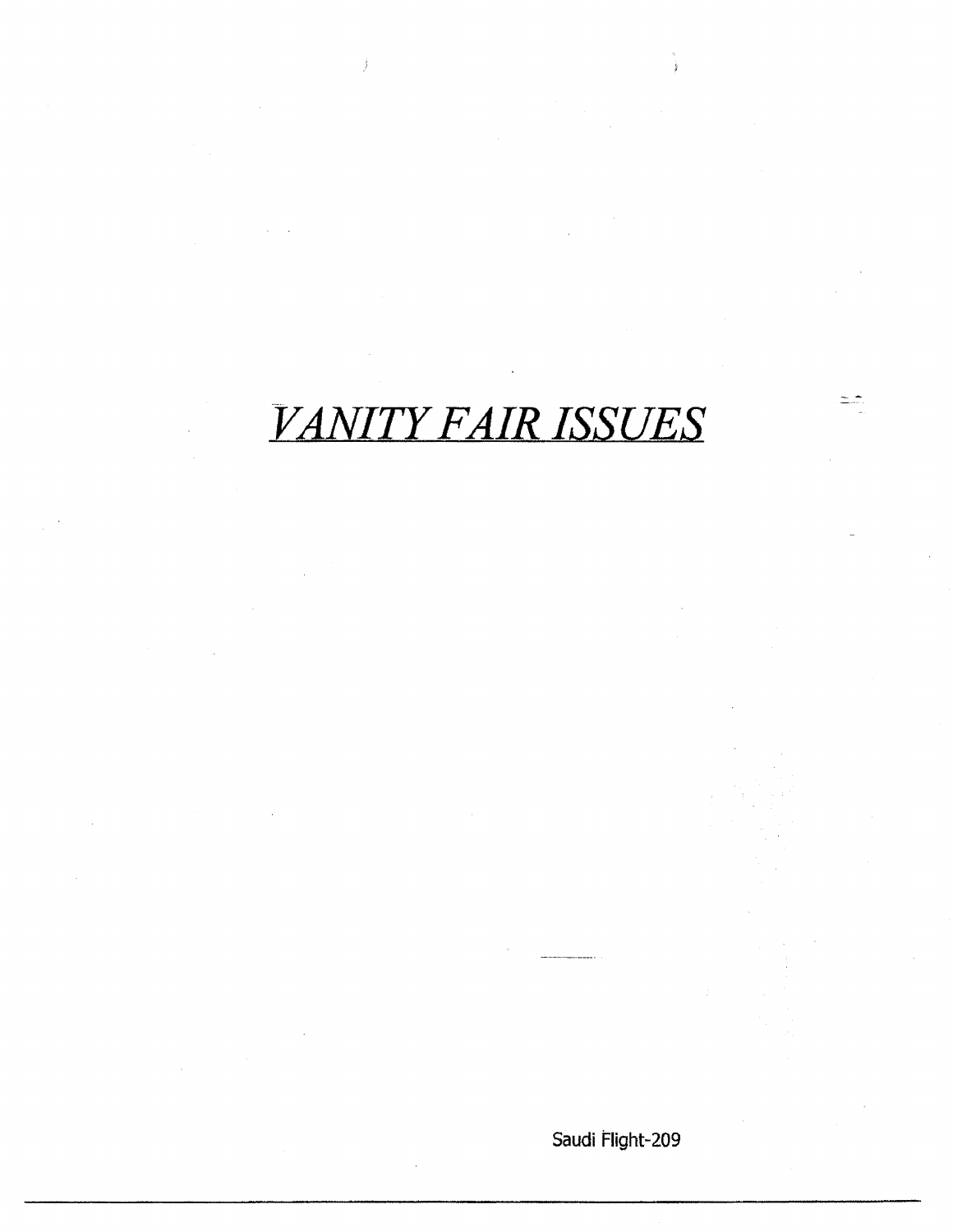# *VANITY FAIR ISSUES*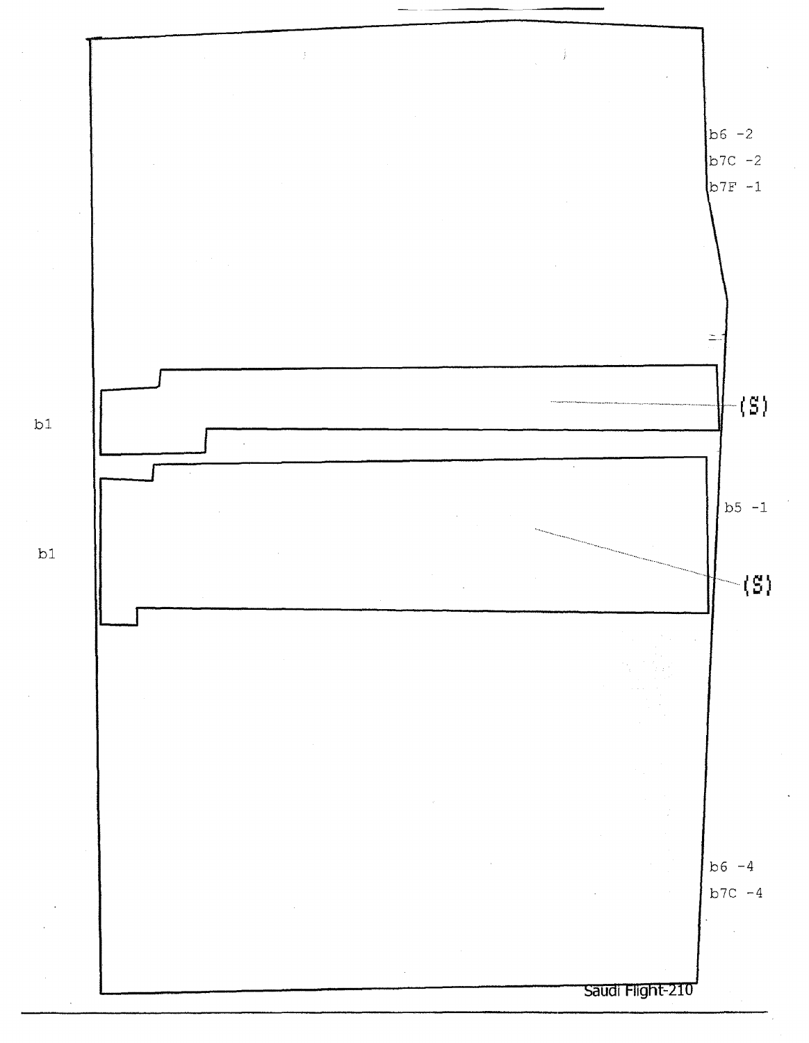b6 -2
b7C -2
b7F -1

b1

(S)

b1

b5 -1

(S)

b6 -4
b7C -4

Saudi Flight-210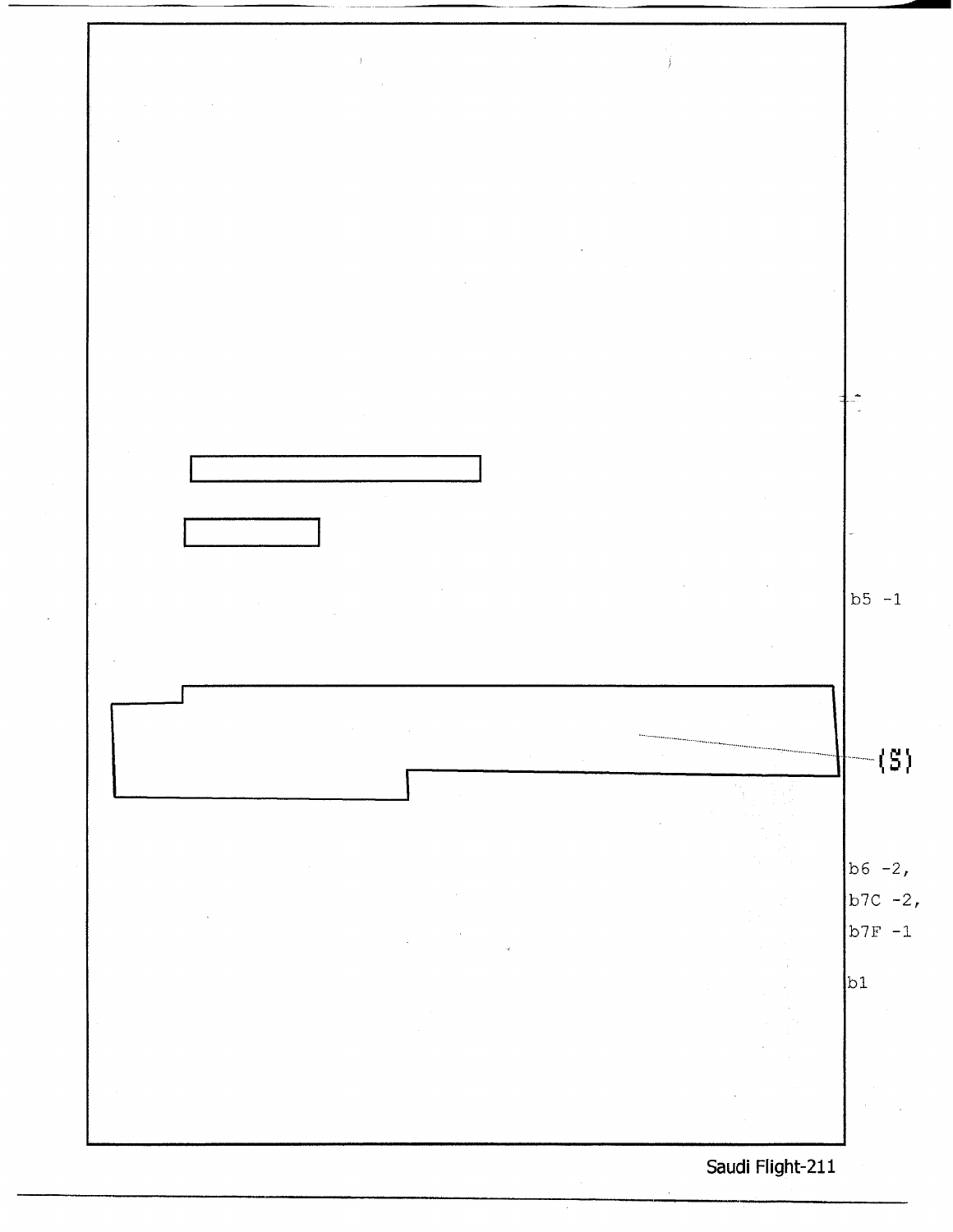b5 -1

(S)

b6 -2,
b7C -2,
b7F -1

b1

Saudi Flight-211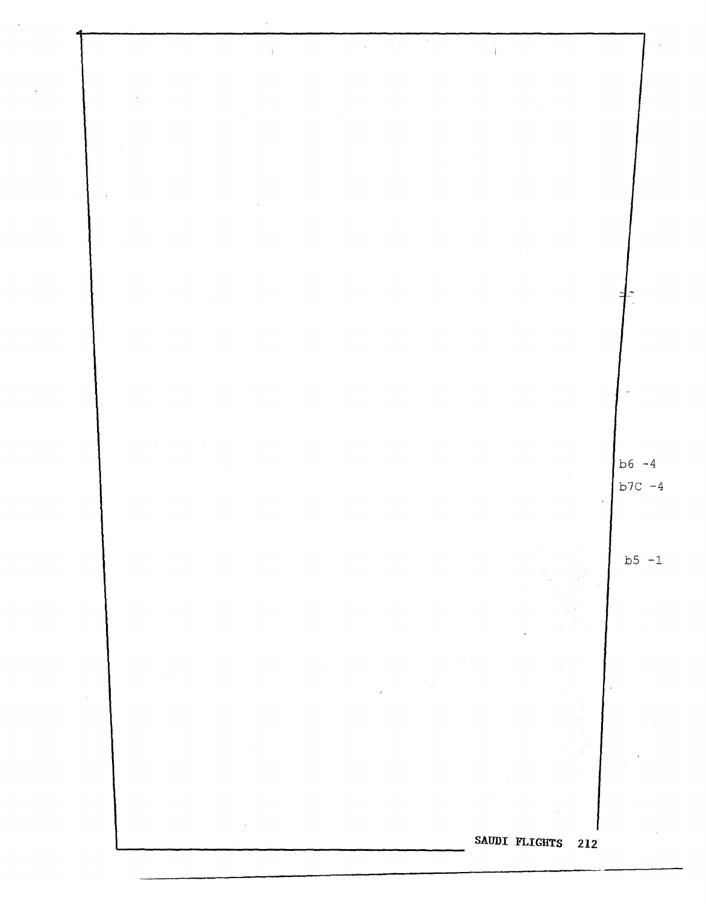b6 -4
b7C -4

b5 -1

SAUDI FLIGHTS 212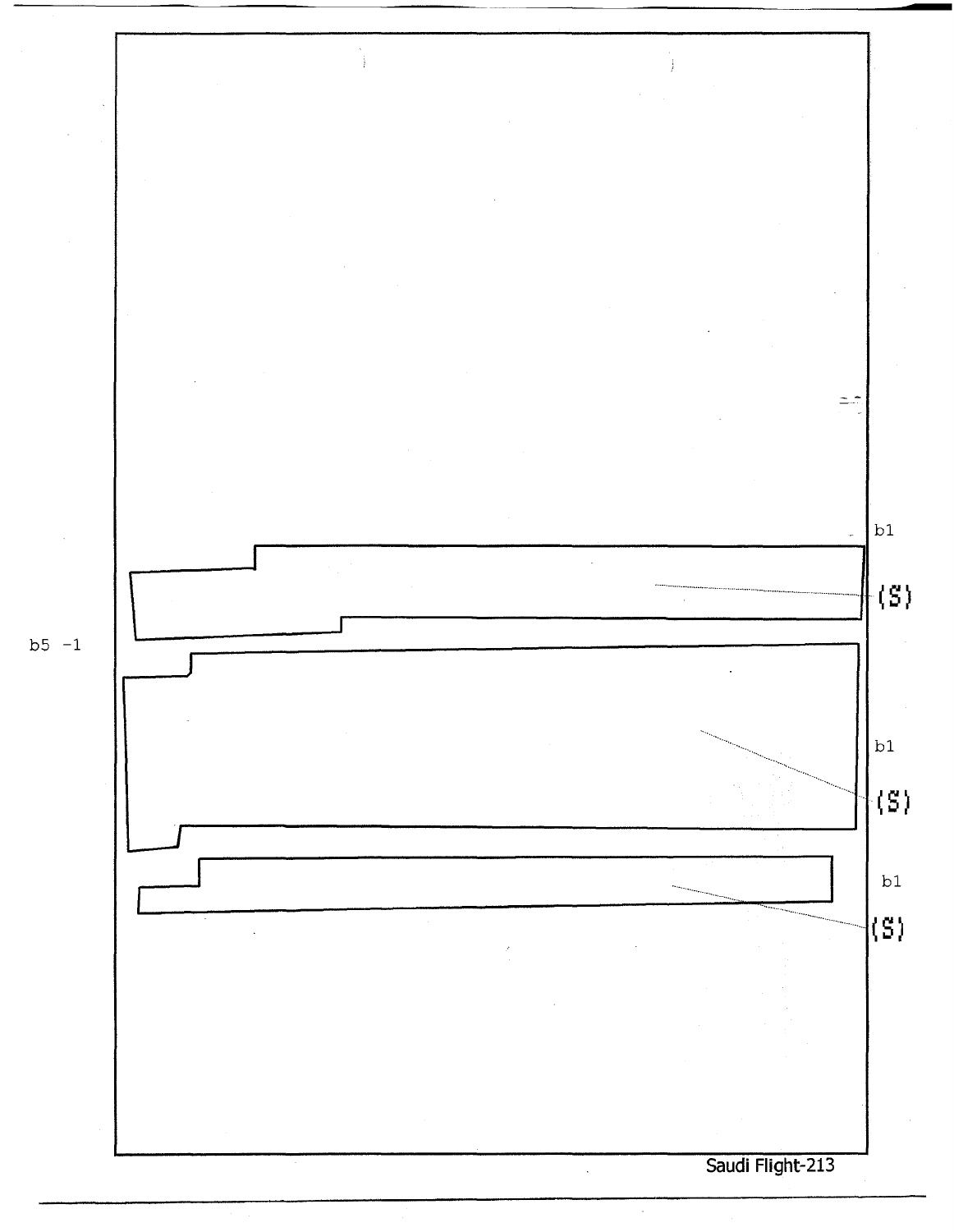b1

(S)

b5 -1

b1

(S)

b1

(S)

Saudi Flight-213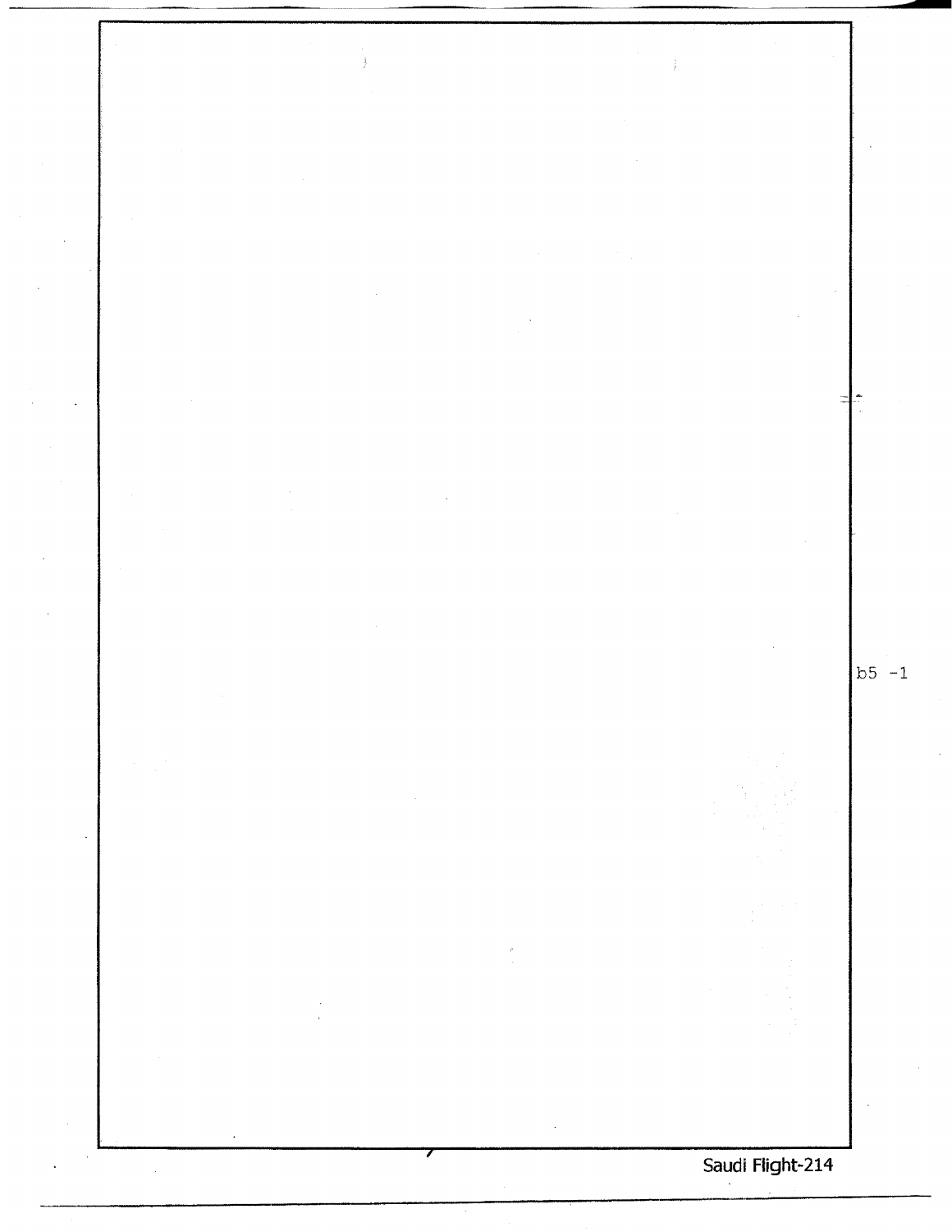b5 -1

Saudi Flight-214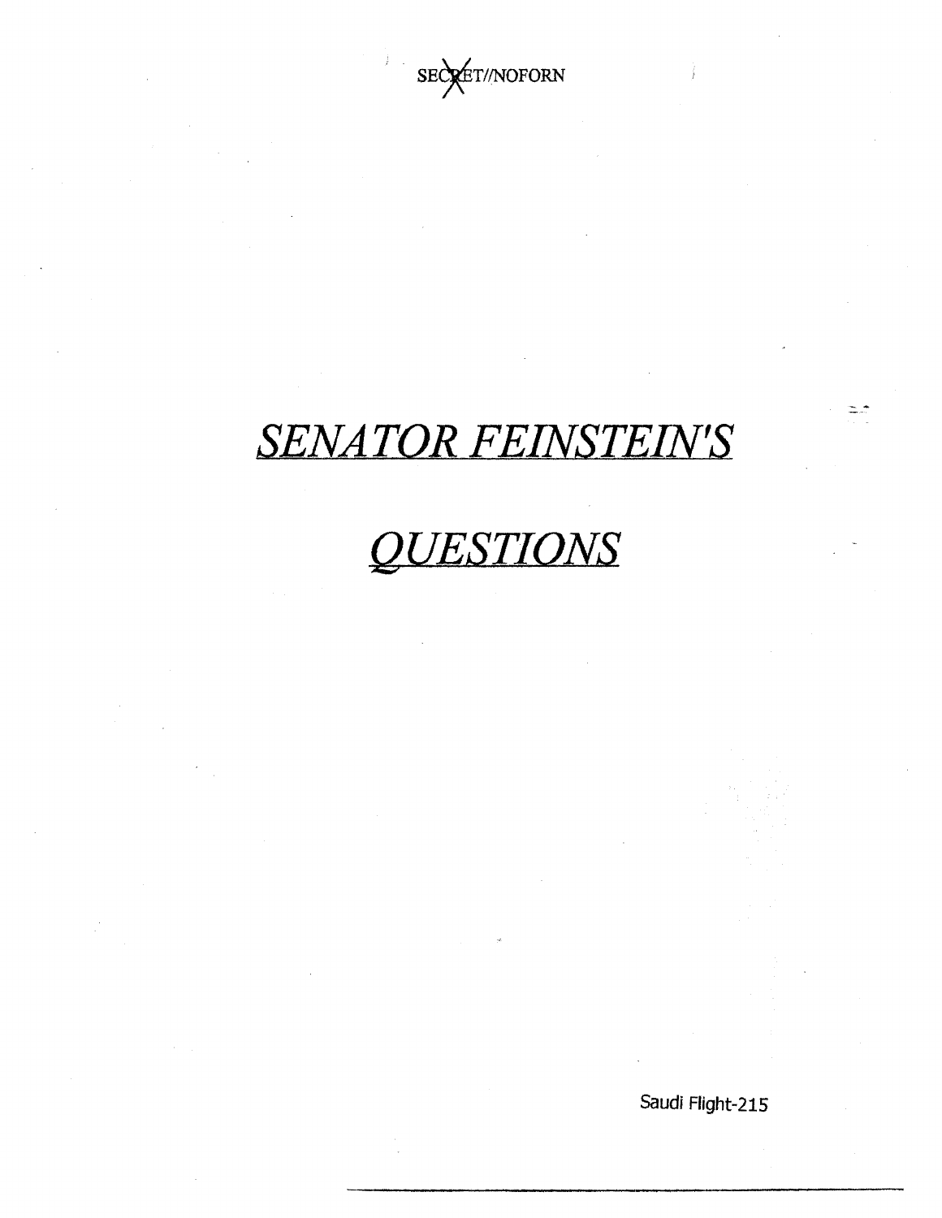SECRET//NOFORN

# *SENATOR FEINSTEIN'S*

# *QUESTIONS*

Saudi Flight-215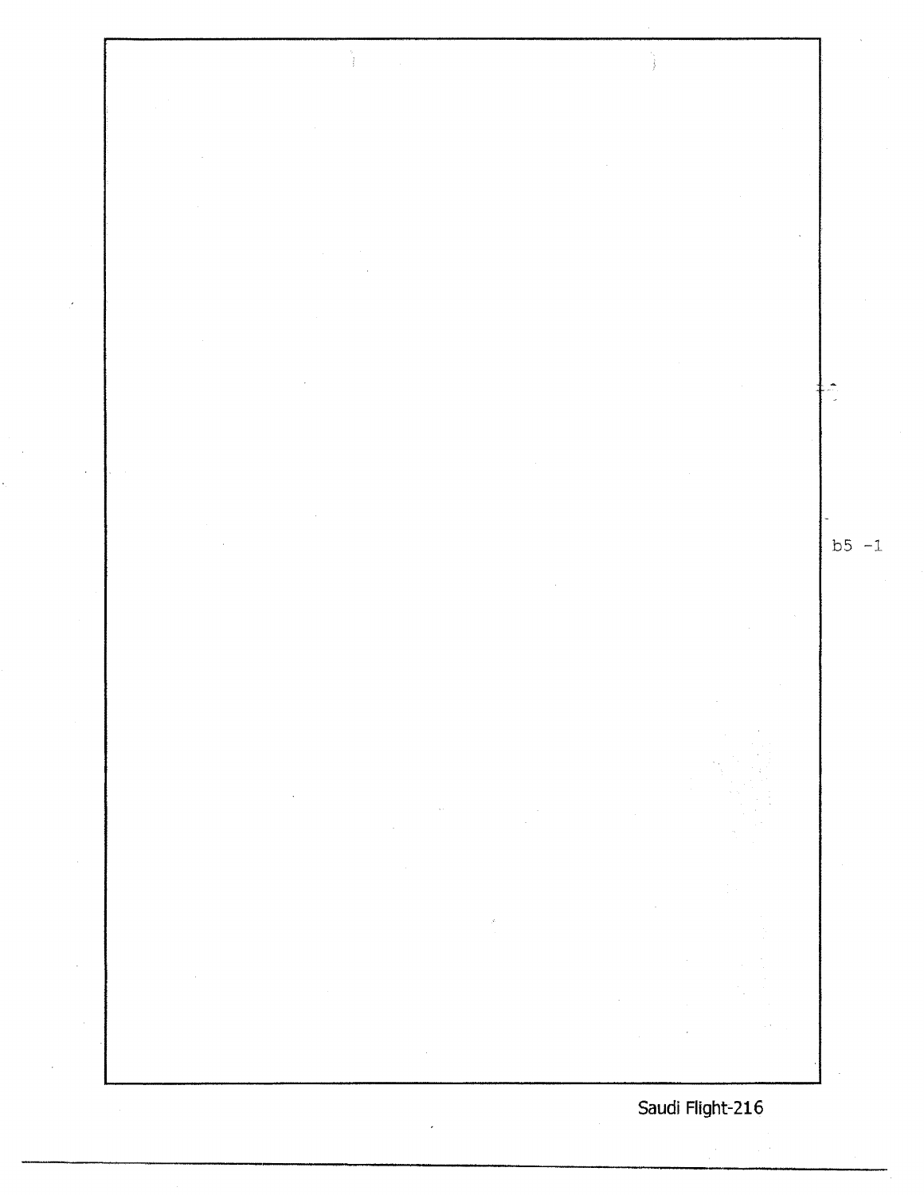b5 -1

Saudi Flight-216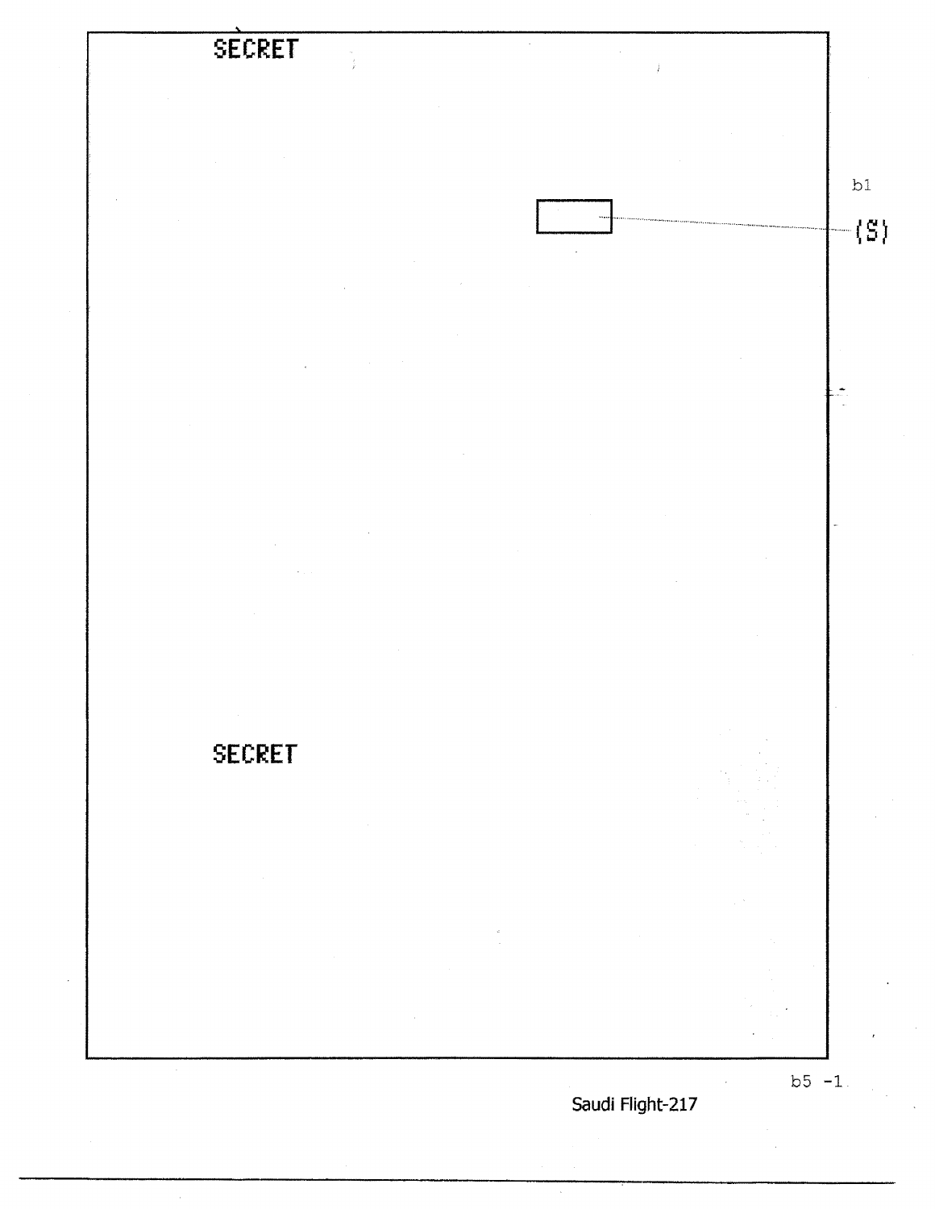SECRET

b1

(S)

SECRET

b5 -1

Saudi Flight-217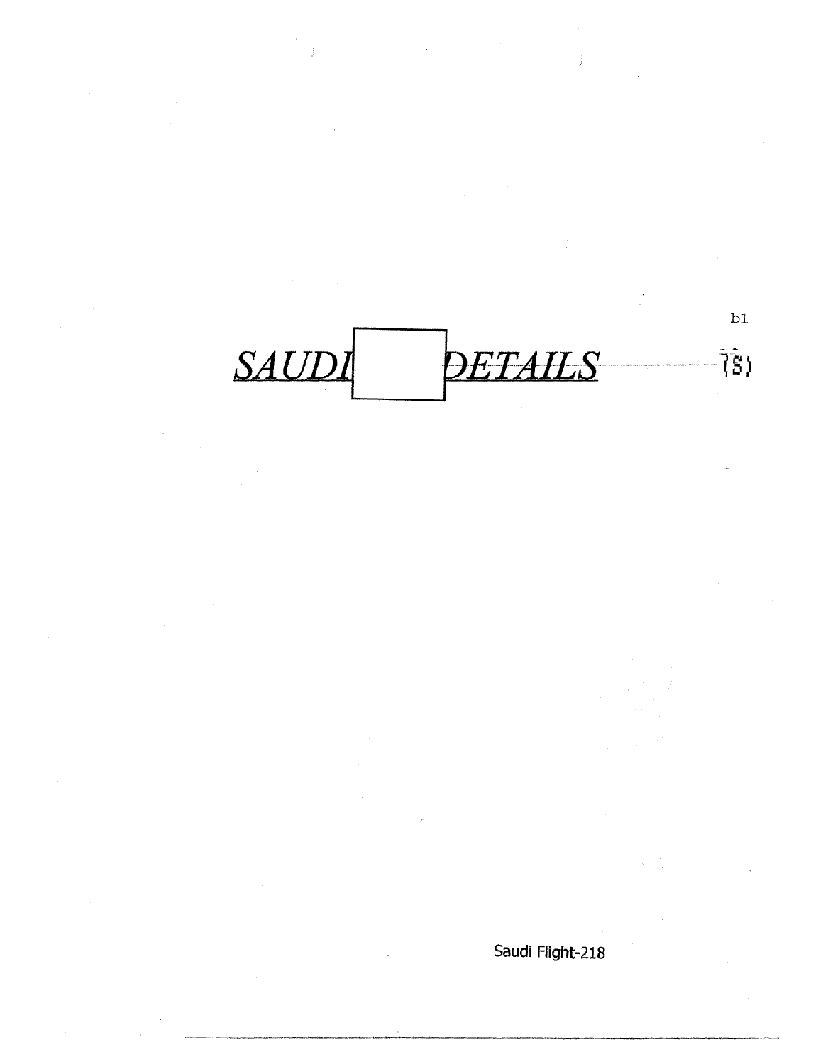b1

***SAUDI [redacted] DETAILS*** (S)

Saudi Flight-218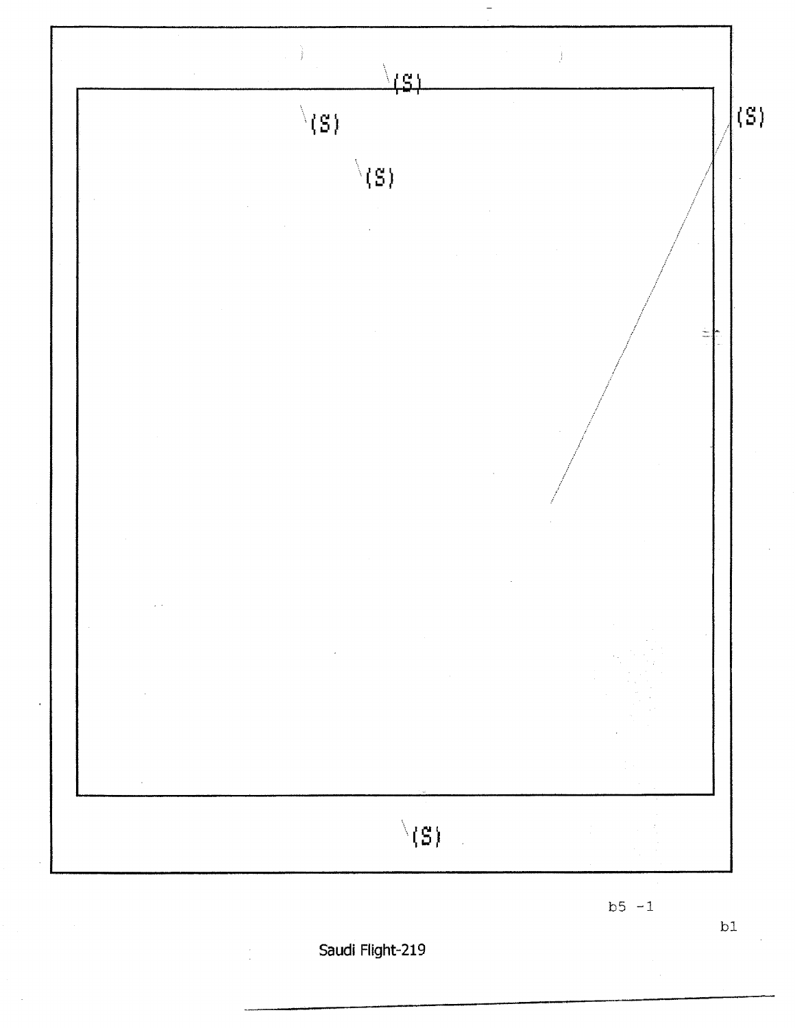(S)

(S)

(S)

(S)

(S)

b5 -1

b1

Saudi Flight-219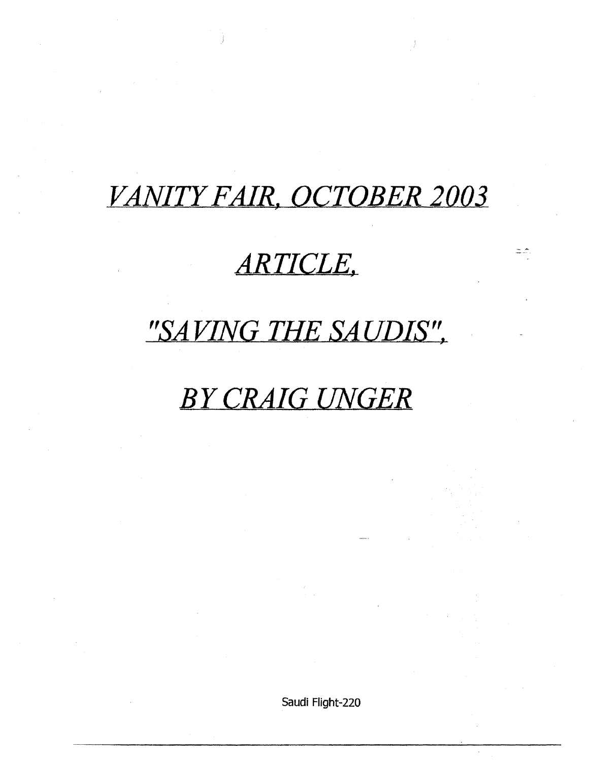*VANITY FAIR, OCTOBER 2003*

*ARTICLE,*

*"SAVING THE SAUDIS",*

*BY CRAIG UNGER*

Saudi Flight-220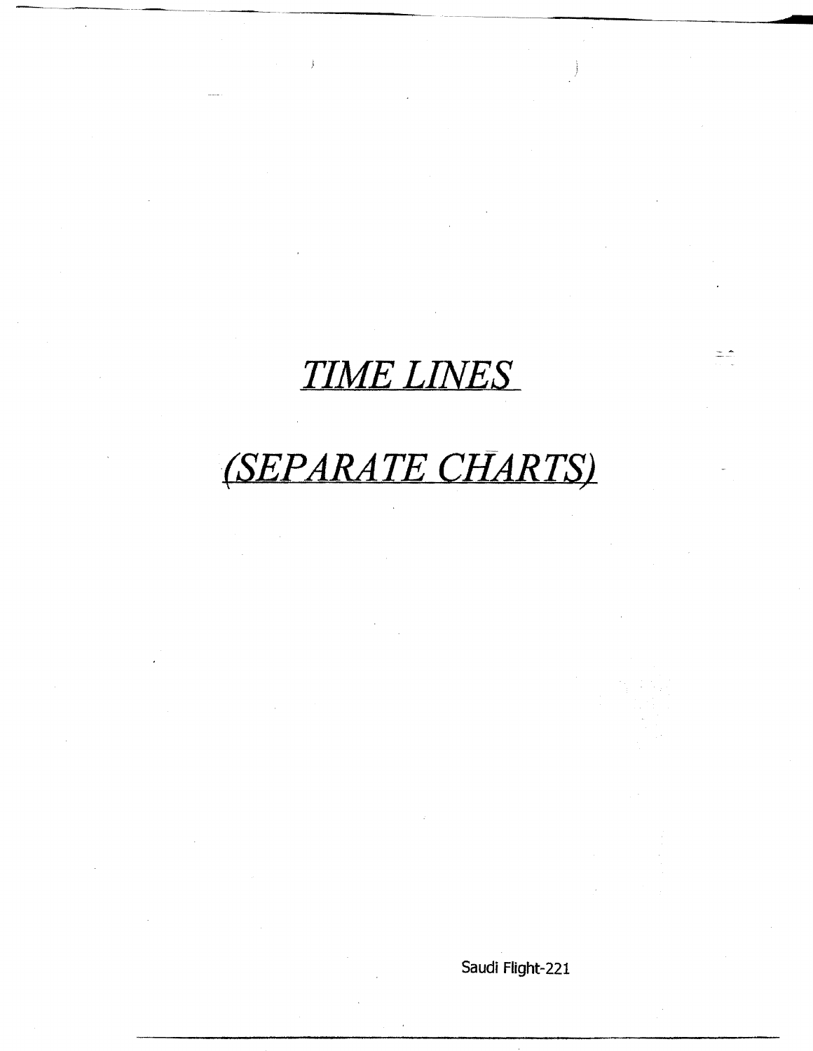*TIME LINES*

*(SEPARATE CHARTS)*

Saudi Flight-221